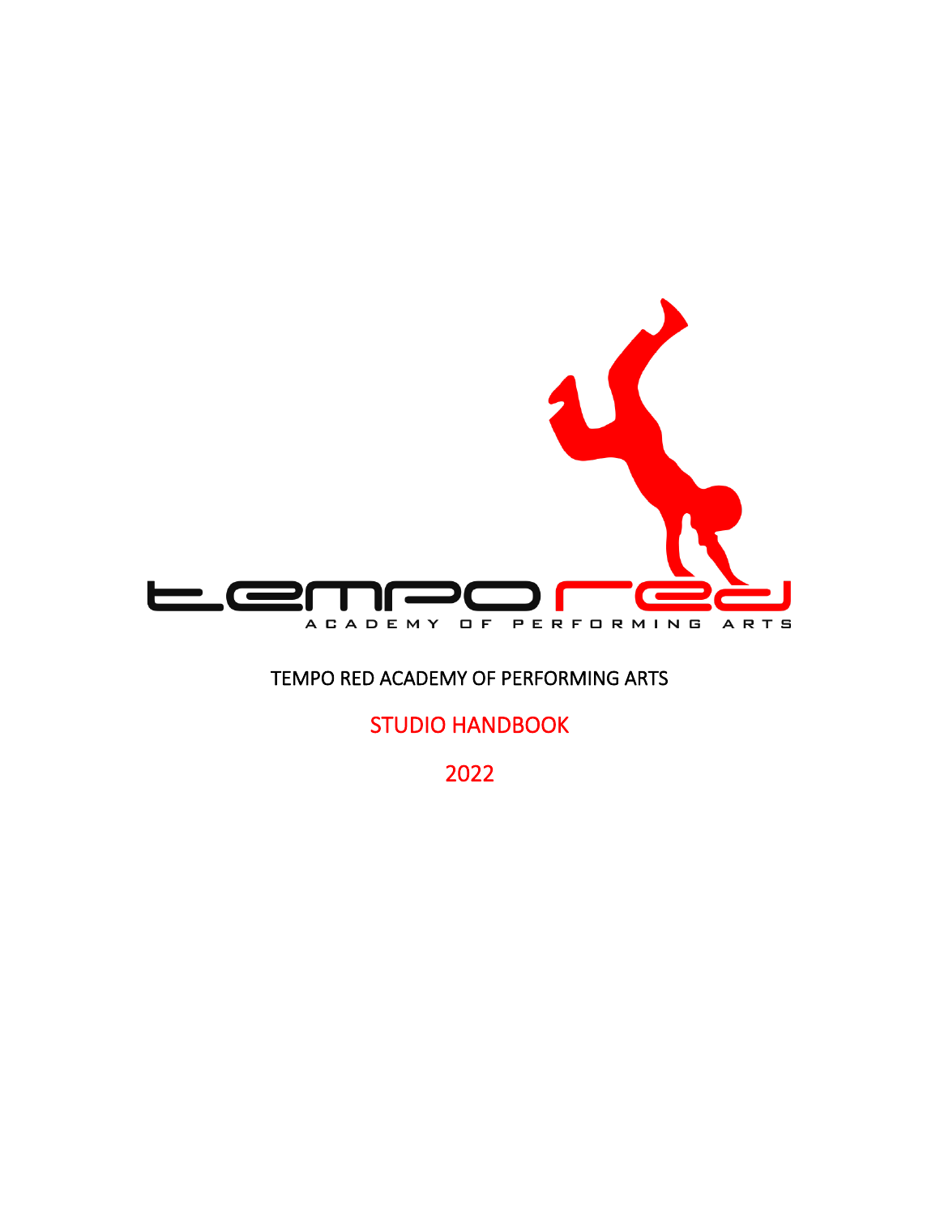TEMPO RED ACADEMY OF PERFORMING ARTS

# STUDIO HANDBOOK

2022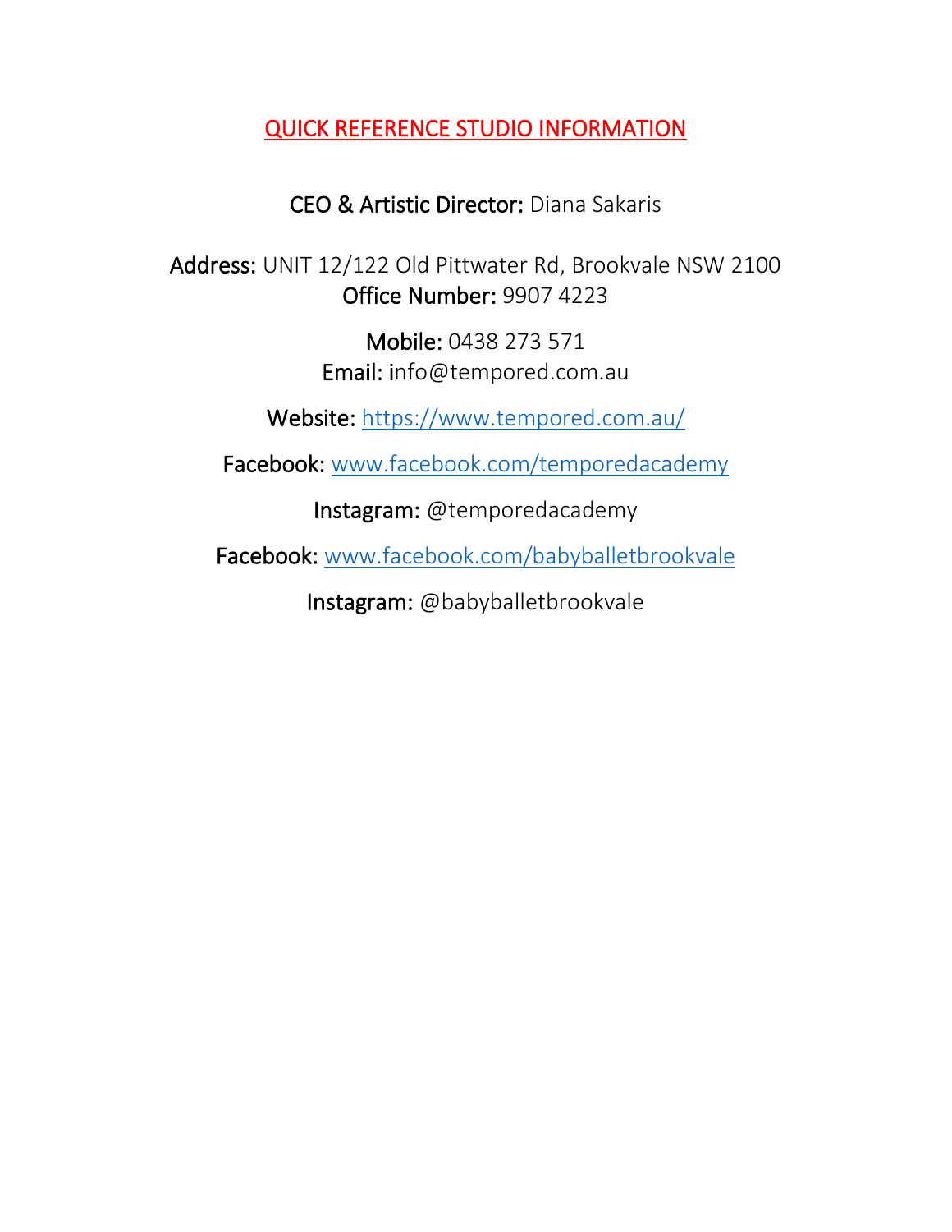## QUICK REFERENCE STUDIO INFORMATION

**CEO & Artistic Director:** Diana Sakaris

**Address:** UNIT 12/122 Old Pittwater Rd, Brookvale NSW 2100
**Office Number:** 9907 4223

**Mobile:** 0438 273 571
**Email:** info@tempored.com.au

**Website:** https://www.tempored.com.au/

**Facebook:** www.facebook.com/temporedacademy

**Instagram:** @temporedacademy

**Facebook:** www.facebook.com/babyballetbrookvale

**Instagram:** @babyballetbrookvale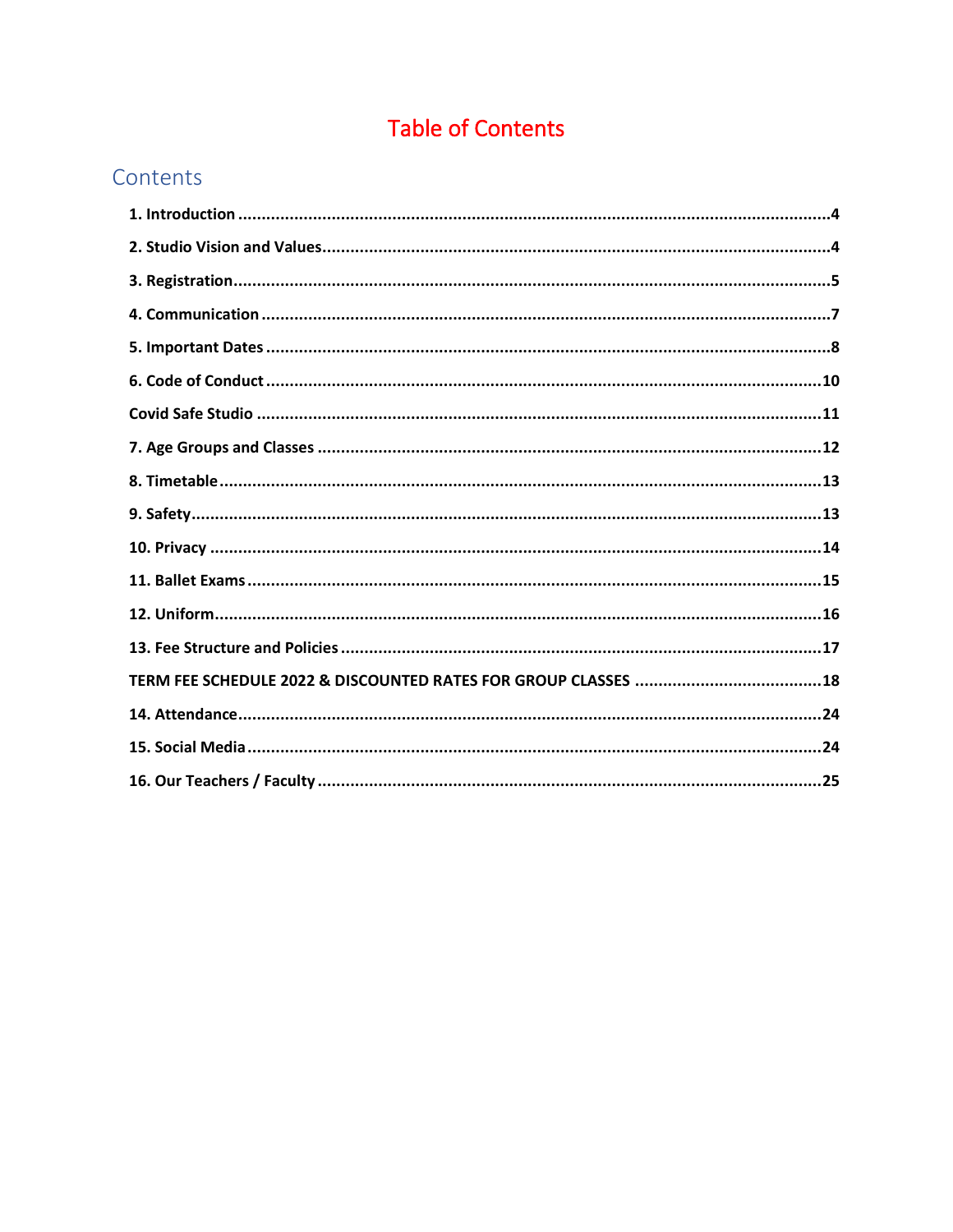# Table of Contents

## Contents

**1. Introduction** ........................................................................ **4**

**2. Studio Vision and Values** ........................................................................ **4**

**3. Registration** ........................................................................ **5**

**4. Communication** ........................................................................ **7**

**5. Important Dates** ........................................................................ **8**

**6. Code of Conduct** ........................................................................ **10**

**Covid Safe Studio** ........................................................................ **11**

**7. Age Groups and Classes** ........................................................................ **12**

**8. Timetable** ........................................................................ **13**

**9. Safety** ........................................................................ **13**

**10. Privacy** ........................................................................ **14**

**11. Ballet Exams** ........................................................................ **15**

**12. Uniform** ........................................................................ **16**

**13. Fee Structure and Policies** ........................................................................ **17**

**TERM FEE SCHEDULE 2022 & DISCOUNTED RATES FOR GROUP CLASSES** ........................................ **18**

**14. Attendance** ........................................................................ **24**

**15. Social Media** ........................................................................ **24**

**16. Our Teachers / Faculty** ........................................................................ **25**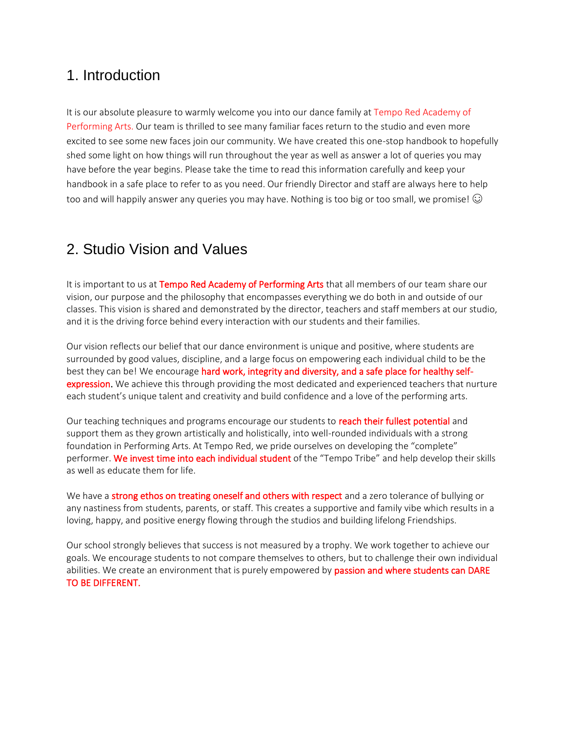## 1. Introduction

It is our absolute pleasure to warmly welcome you into our dance family at Tempo Red Academy of Performing Arts. Our team is thrilled to see many familiar faces return to the studio and even more excited to see some new faces join our community. We have created this one-stop handbook to hopefully shed some light on how things will run throughout the year as well as answer a lot of queries you may have before the year begins. Please take the time to read this information carefully and keep your handbook in a safe place to refer to as you need. Our friendly Director and staff are always here to help too and will happily answer any queries you may have. Nothing is too big or too small, we promise! ☺

## 2. Studio Vision and Values

It is important to us at Tempo Red Academy of Performing Arts that all members of our team share our vision, our purpose and the philosophy that encompasses everything we do both in and outside of our classes. This vision is shared and demonstrated by the director, teachers and staff members at our studio, and it is the driving force behind every interaction with our students and their families.

Our vision reflects our belief that our dance environment is unique and positive, where students are surrounded by good values, discipline, and a large focus on empowering each individual child to be the best they can be! We encourage hard work, integrity and diversity, and a safe place for healthy self-expression. We achieve this through providing the most dedicated and experienced teachers that nurture each student's unique talent and creativity and build confidence and a love of the performing arts.

Our teaching techniques and programs encourage our students to reach their fullest potential and support them as they grown artistically and holistically, into well-rounded individuals with a strong foundation in Performing Arts. At Tempo Red, we pride ourselves on developing the "complete" performer. We invest time into each individual student of the "Tempo Tribe" and help develop their skills as well as educate them for life.

We have a strong ethos on treating oneself and others with respect and a zero tolerance of bullying or any nastiness from students, parents, or staff. This creates a supportive and family vibe which results in a loving, happy, and positive energy flowing through the studios and building lifelong Friendships.

Our school strongly believes that success is not measured by a trophy. We work together to achieve our goals. We encourage students to not compare themselves to others, but to challenge their own individual abilities. We create an environment that is purely empowered by passion and where students can DARE TO BE DIFFERENT.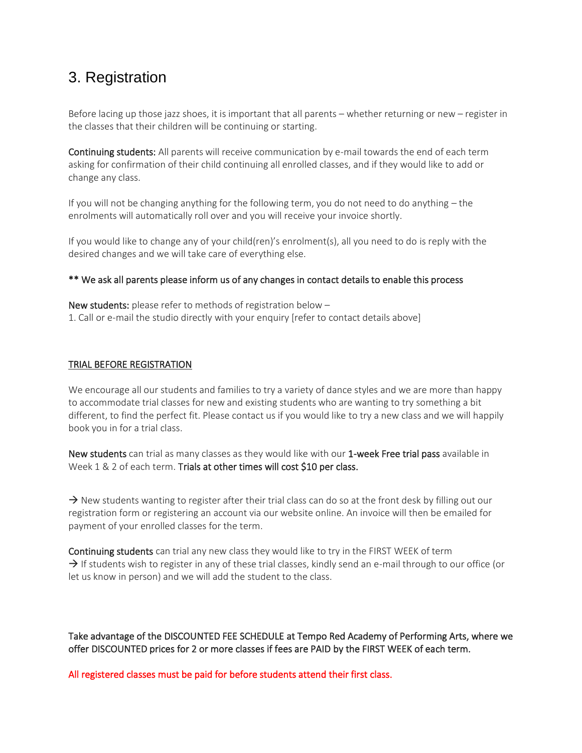# 3. Registration

Before lacing up those jazz shoes, it is important that all parents – whether returning or new – register in the classes that their children will be continuing or starting.

**Continuing students:** All parents will receive communication by e-mail towards the end of each term asking for confirmation of their child continuing all enrolled classes, and if they would like to add or change any class.

If you will not be changing anything for the following term, you do not need to do anything – the enrolments will automatically roll over and you will receive your invoice shortly.

If you would like to change any of your child(ren)'s enrolment(s), all you need to do is reply with the desired changes and we will take care of everything else.

**** We ask all parents please inform us of any changes in contact details to enable this process**

**New students:** please refer to methods of registration below –
1. Call or e-mail the studio directly with your enquiry [refer to contact details above]

TRIAL BEFORE REGISTRATION

We encourage all our students and families to try a variety of dance styles and we are more than happy to accommodate trial classes for new and existing students who are wanting to try something a bit different, to find the perfect fit. Please contact us if you would like to try a new class and we will happily book you in for a trial class.

**New students** can trial as many classes as they would like with our **1-week Free trial pass** available in Week 1 & 2 of each term. **Trials at other times will cost $10 per class.**

→ New students wanting to register after their trial class can do so at the front desk by filling out our registration form or registering an account via our website online. An invoice will then be emailed for payment of your enrolled classes for the term.

**Continuing students** can trial any new class they would like to try in the FIRST WEEK of term
→ If students wish to register in any of these trial classes, kindly send an e-mail through to our office (or let us know in person) and we will add the student to the class.

**Take advantage of the DISCOUNTED FEE SCHEDULE at Tempo Red Academy of Performing Arts, where we offer DISCOUNTED prices for 2 or more classes if fees are PAID by the FIRST WEEK of each term.**

All registered classes must be paid for before students attend their first class.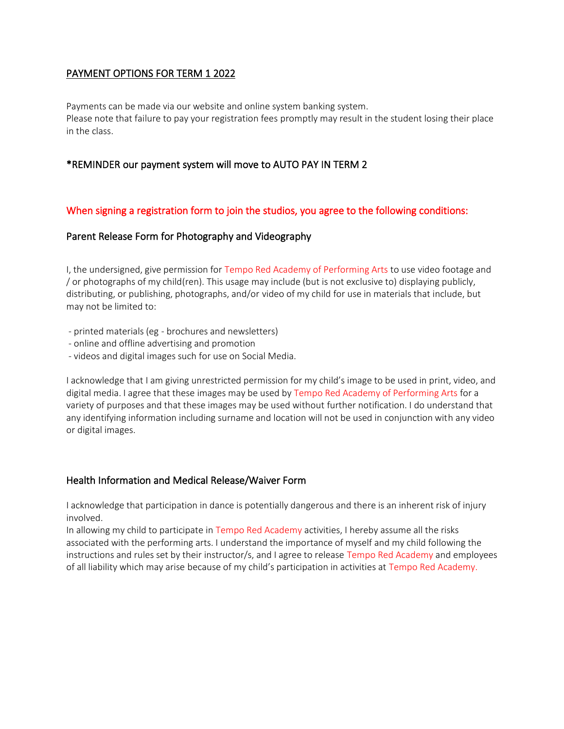## PAYMENT OPTIONS FOR TERM 1 2022

Payments can be made via our website and online system banking system.
Please note that failure to pay your registration fees promptly may result in the student losing their place in the class.

### *REMINDER our payment system will move to AUTO PAY IN TERM 2

### When signing a registration form to join the studios, you agree to the following conditions:

### Parent Release Form for Photography and Videography

I, the undersigned, give permission for Tempo Red Academy of Performing Arts to use video footage and / or photographs of my child(ren). This usage may include (but is not exclusive to) displaying publicly, distributing, or publishing, photographs, and/or video of my child for use in materials that include, but may not be limited to:

- printed materials (eg - brochures and newsletters)
- online and offline advertising and promotion
- videos and digital images such for use on Social Media.

I acknowledge that I am giving unrestricted permission for my child's image to be used in print, video, and digital media. I agree that these images may be used by Tempo Red Academy of Performing Arts for a variety of purposes and that these images may be used without further notification. I do understand that any identifying information including surname and location will not be used in conjunction with any video or digital images.

### Health Information and Medical Release/Waiver Form

I acknowledge that participation in dance is potentially dangerous and there is an inherent risk of injury involved.
In allowing my child to participate in Tempo Red Academy activities, I hereby assume all the risks associated with the performing arts. I understand the importance of myself and my child following the instructions and rules set by their instructor/s, and I agree to release Tempo Red Academy and employees of all liability which may arise because of my child's participation in activities at Tempo Red Academy.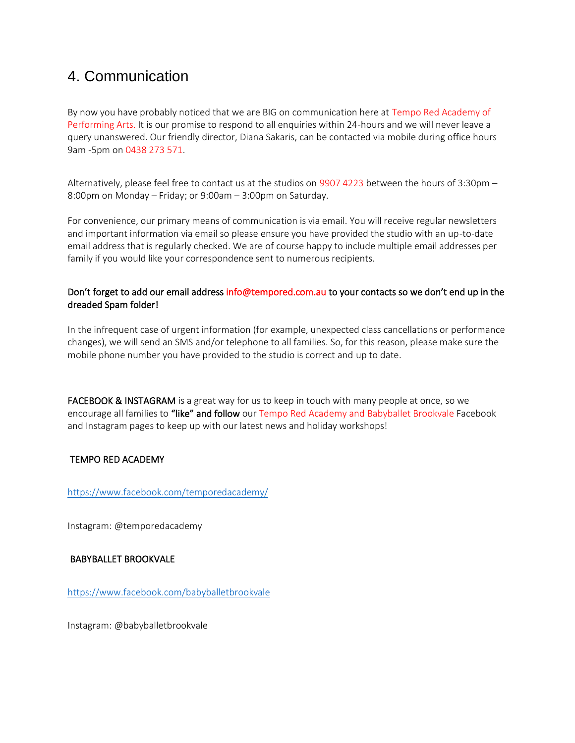# 4. Communication

By now you have probably noticed that we are BIG on communication here at Tempo Red Academy of Performing Arts. It is our promise to respond to all enquiries within 24-hours and we will never leave a query unanswered. Our friendly director, Diana Sakaris, can be contacted via mobile during office hours 9am -5pm on 0438 273 571.

Alternatively, please feel free to contact us at the studios on 9907 4223 between the hours of 3:30pm – 8:00pm on Monday – Friday; or 9:00am – 3:00pm on Saturday.

For convenience, our primary means of communication is via email. You will receive regular newsletters and important information via email so please ensure you have provided the studio with an up-to-date email address that is regularly checked. We are of course happy to include multiple email addresses per family if you would like your correspondence sent to numerous recipients.

**Don't forget to add our email address info@tempored.com.au to your contacts so we don't end up in the dreaded Spam folder!**

In the infrequent case of urgent information (for example, unexpected class cancellations or performance changes), we will send an SMS and/or telephone to all families. So, for this reason, please make sure the mobile phone number you have provided to the studio is correct and up to date.

**FACEBOOK & INSTAGRAM** is a great way for us to keep in touch with many people at once, so we encourage all families to **"like" and follow** our Tempo Red Academy and Babyballet Brookvale Facebook and Instagram pages to keep up with our latest news and holiday workshops!

TEMPO RED ACADEMY

https://www.facebook.com/temporedacademy/

Instagram: @temporedacademy

BABYBALLET BROOKVALE

https://www.facebook.com/babyballetbrookvale

Instagram: @babyballetbrookvale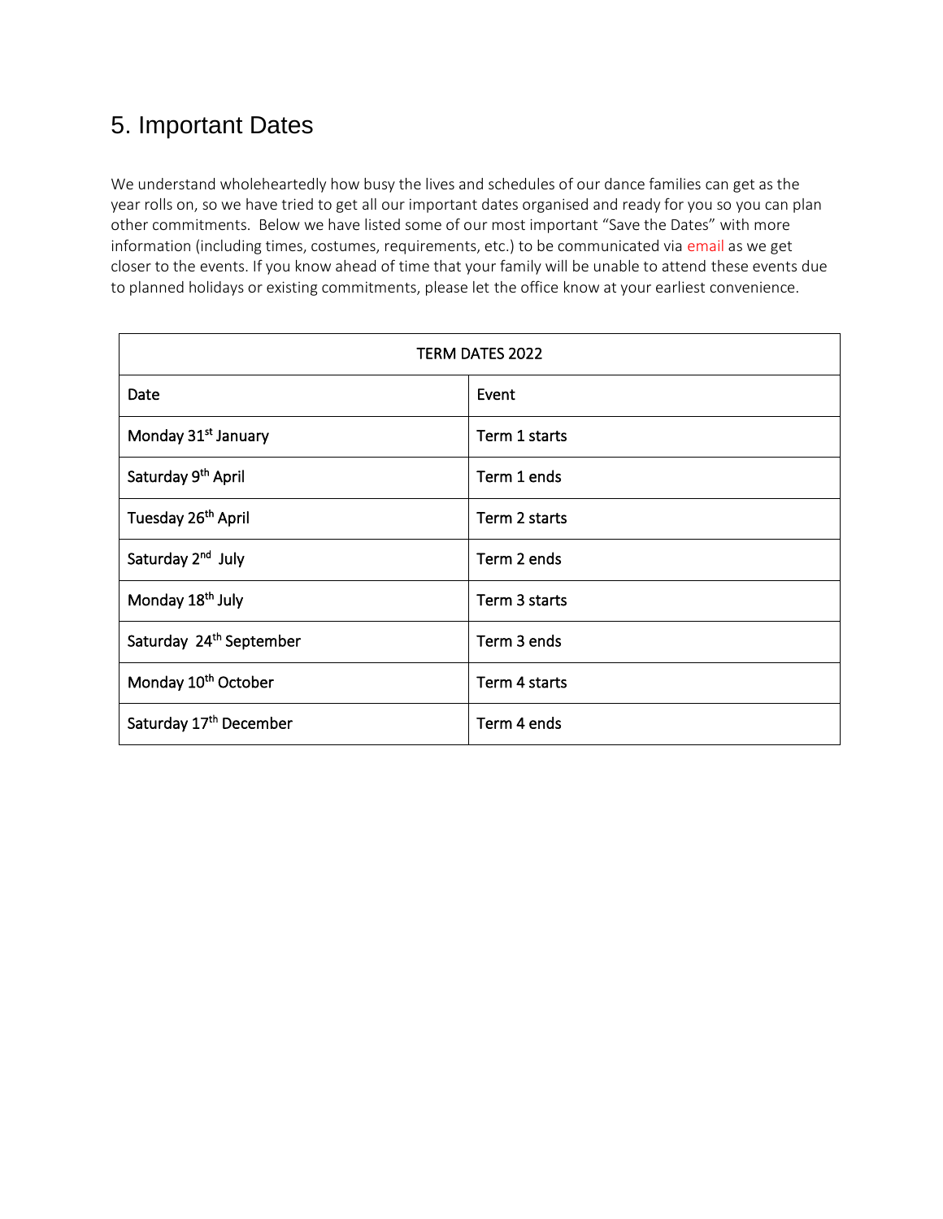## 5. Important Dates

We understand wholeheartedly how busy the lives and schedules of our dance families can get as the year rolls on, so we have tried to get all our important dates organised and ready for you so you can plan other commitments. Below we have listed some of our most important "Save the Dates" with more information (including times, costumes, requirements, etc.) to be communicated via email as we get closer to the events. If you know ahead of time that your family will be unable to attend these events due to planned holidays or existing commitments, please let the office know at your earliest convenience.

| TERM DATES 2022 | |
|---|---|
| Date | Event |
| Monday 31st January | Term 1 starts |
| Saturday 9th April | Term 1 ends |
| Tuesday 26th April | Term 2 starts |
| Saturday 2nd July | Term 2 ends |
| Monday 18th July | Term 3 starts |
| Saturday 24th September | Term 3 ends |
| Monday 10th October | Term 4 starts |
| Saturday 17th December | Term 4 ends |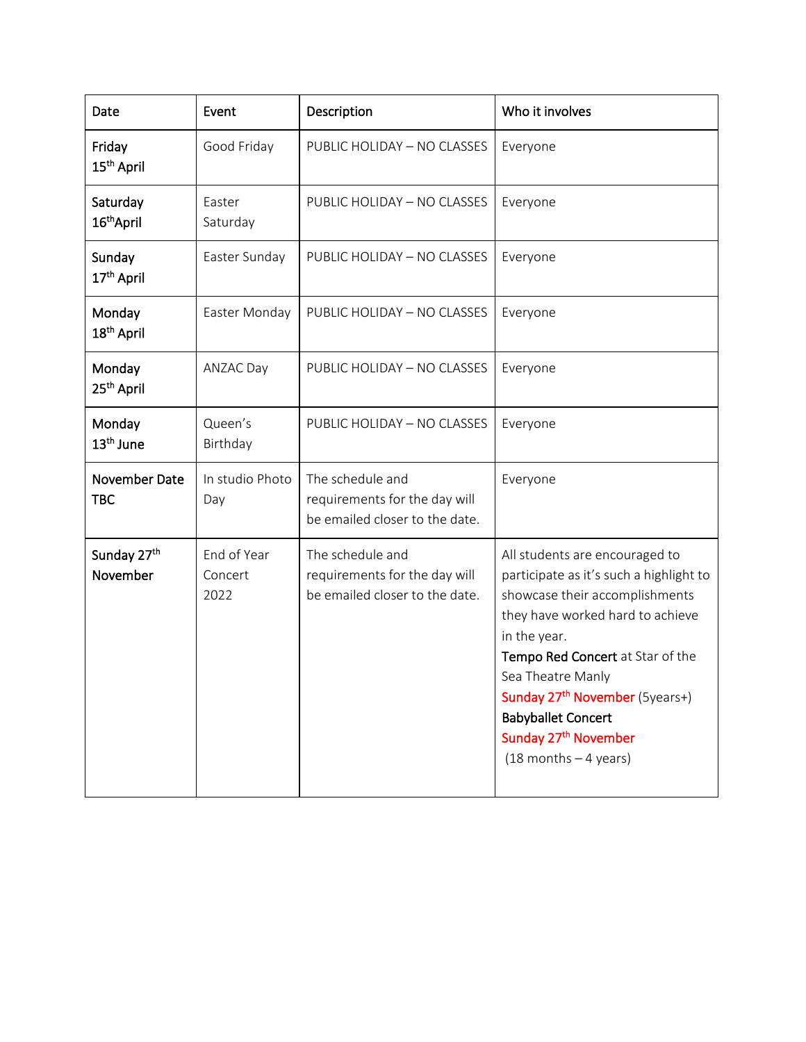| Date | Event | Description | Who it involves |
| --- | --- | --- | --- |
| Friday 15th April | Good Friday | PUBLIC HOLIDAY – NO CLASSES | Everyone |
| Saturday 16th April | Easter Saturday | PUBLIC HOLIDAY – NO CLASSES | Everyone |
| Sunday 17th April | Easter Sunday | PUBLIC HOLIDAY – NO CLASSES | Everyone |
| Monday 18th April | Easter Monday | PUBLIC HOLIDAY – NO CLASSES | Everyone |
| Monday 25th April | ANZAC Day | PUBLIC HOLIDAY – NO CLASSES | Everyone |
| Monday 13th June | Queen's Birthday | PUBLIC HOLIDAY – NO CLASSES | Everyone |
| November Date TBC | In studio Photo Day | The schedule and requirements for the day will be emailed closer to the date. | Everyone |
| Sunday 27th November | End of Year Concert 2022 | The schedule and requirements for the day will be emailed closer to the date. | All students are encouraged to participate as it's such a highlight to showcase their accomplishments they have worked hard to achieve in the year. **Tempo Red Concert** at Star of the Sea Theatre Manly **Sunday 27th November** (5years+) **Babyballet Concert** **Sunday 27th November** (18 months – 4 years) |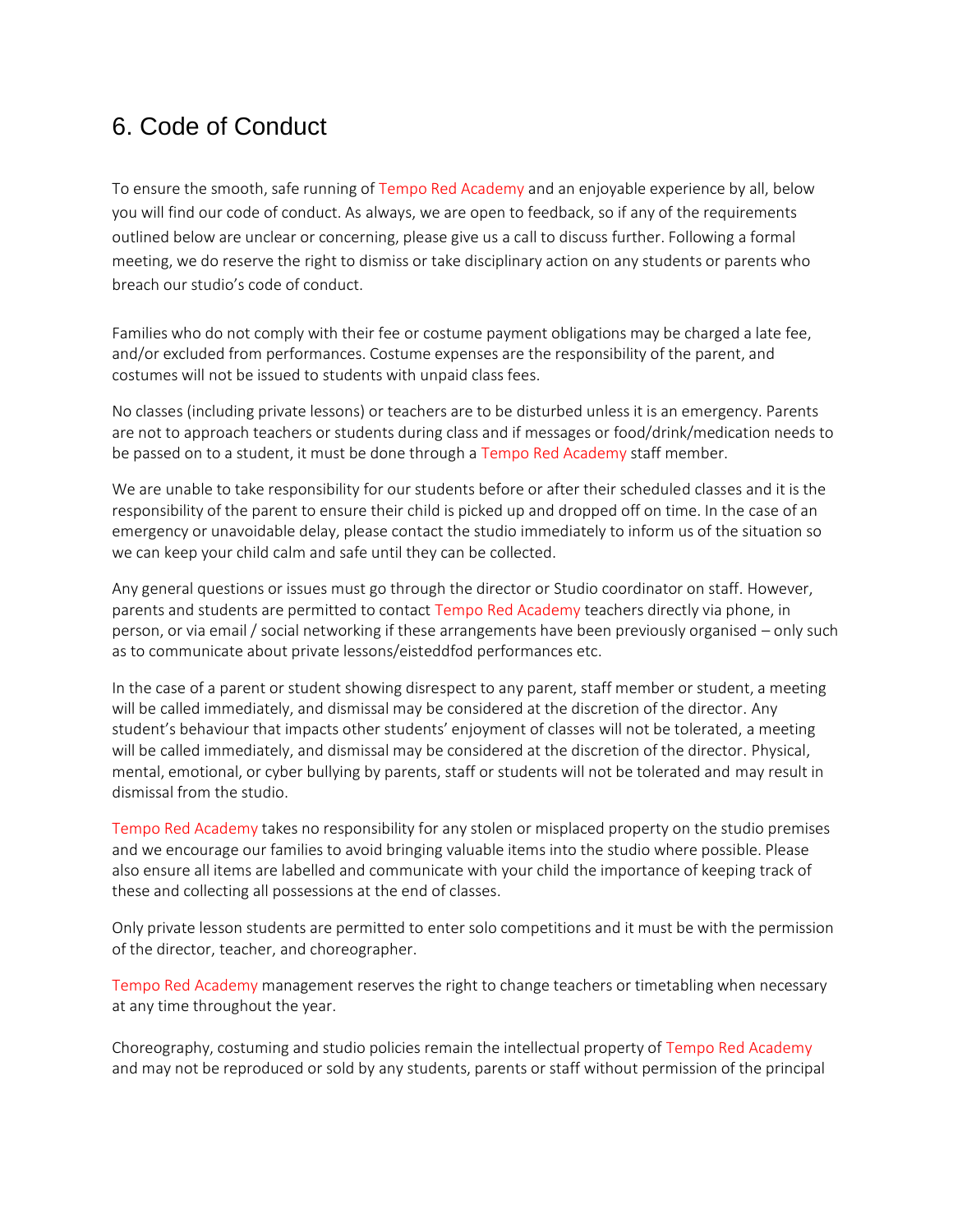## 6. Code of Conduct

To ensure the smooth, safe running of Tempo Red Academy and an enjoyable experience by all, below you will find our code of conduct. As always, we are open to feedback, so if any of the requirements outlined below are unclear or concerning, please give us a call to discuss further. Following a formal meeting, we do reserve the right to dismiss or take disciplinary action on any students or parents who breach our studio's code of conduct.

Families who do not comply with their fee or costume payment obligations may be charged a late fee, and/or excluded from performances. Costume expenses are the responsibility of the parent, and costumes will not be issued to students with unpaid class fees.

No classes (including private lessons) or teachers are to be disturbed unless it is an emergency. Parents are not to approach teachers or students during class and if messages or food/drink/medication needs to be passed on to a student, it must be done through a Tempo Red Academy staff member.

We are unable to take responsibility for our students before or after their scheduled classes and it is the responsibility of the parent to ensure their child is picked up and dropped off on time. In the case of an emergency or unavoidable delay, please contact the studio immediately to inform us of the situation so we can keep your child calm and safe until they can be collected.

Any general questions or issues must go through the director or Studio coordinator on staff. However, parents and students are permitted to contact Tempo Red Academy teachers directly via phone, in person, or via email / social networking if these arrangements have been previously organised – only such as to communicate about private lessons/eisteddfod performances etc.

In the case of a parent or student showing disrespect to any parent, staff member or student, a meeting will be called immediately, and dismissal may be considered at the discretion of the director. Any student's behaviour that impacts other students' enjoyment of classes will not be tolerated, a meeting will be called immediately, and dismissal may be considered at the discretion of the director. Physical, mental, emotional, or cyber bullying by parents, staff or students will not be tolerated and may result in dismissal from the studio.

Tempo Red Academy takes no responsibility for any stolen or misplaced property on the studio premises and we encourage our families to avoid bringing valuable items into the studio where possible. Please also ensure all items are labelled and communicate with your child the importance of keeping track of these and collecting all possessions at the end of classes.

Only private lesson students are permitted to enter solo competitions and it must be with the permission of the director, teacher, and choreographer.

Tempo Red Academy management reserves the right to change teachers or timetabling when necessary at any time throughout the year.

Choreography, costuming and studio policies remain the intellectual property of Tempo Red Academy and may not be reproduced or sold by any students, parents or staff without permission of the principal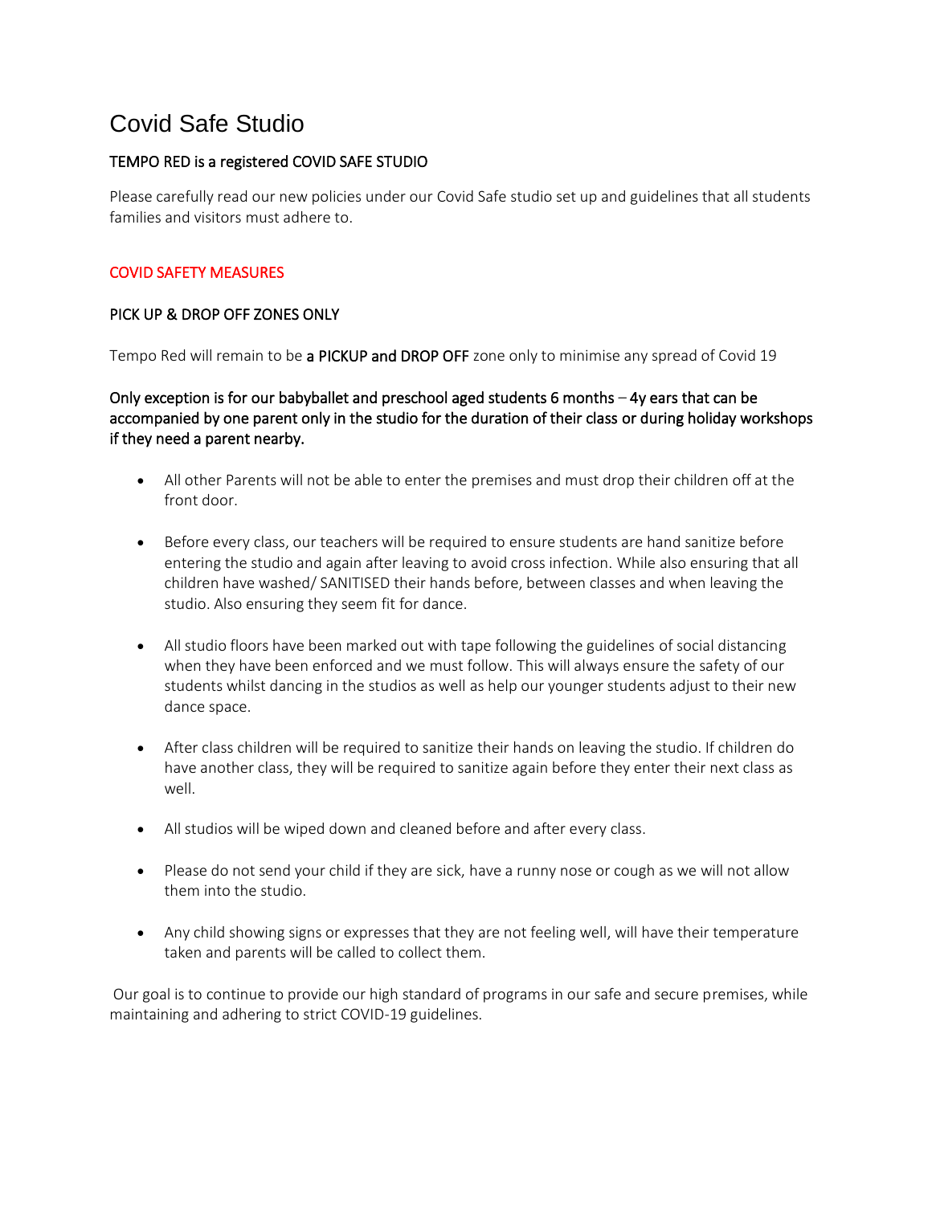# Covid Safe Studio

**TEMPO RED is a registered COVID SAFE STUDIO**

Please carefully read our new policies under our Covid Safe studio set up and guidelines that all students families and visitors must adhere to.

## COVID SAFETY MEASURES

### PICK UP & DROP OFF ZONES ONLY

Tempo Red will remain to be **a PICKUP and DROP OFF** zone only to minimise any spread of Covid 19

**Only exception is for our babyballet and preschool aged students 6 months – 4y ears that can be accompanied by one parent only in the studio for the duration of their class or during holiday workshops if they need a parent nearby.**

- All other Parents will not be able to enter the premises and must drop their children off at the front door.
- Before every class, our teachers will be required to ensure students are hand sanitize before entering the studio and again after leaving to avoid cross infection. While also ensuring that all children have washed/ SANITISED their hands before, between classes and when leaving the studio. Also ensuring they seem fit for dance.
- All studio floors have been marked out with tape following the guidelines of social distancing when they have been enforced and we must follow. This will always ensure the safety of our students whilst dancing in the studios as well as help our younger students adjust to their new dance space.
- After class children will be required to sanitize their hands on leaving the studio. If children do have another class, they will be required to sanitize again before they enter their next class as well.
- All studios will be wiped down and cleaned before and after every class.
- Please do not send your child if they are sick, have a runny nose or cough as we will not allow them into the studio.
- Any child showing signs or expresses that they are not feeling well, will have their temperature taken and parents will be called to collect them.

Our goal is to continue to provide our high standard of programs in our safe and secure premises, while maintaining and adhering to strict COVID-19 guidelines.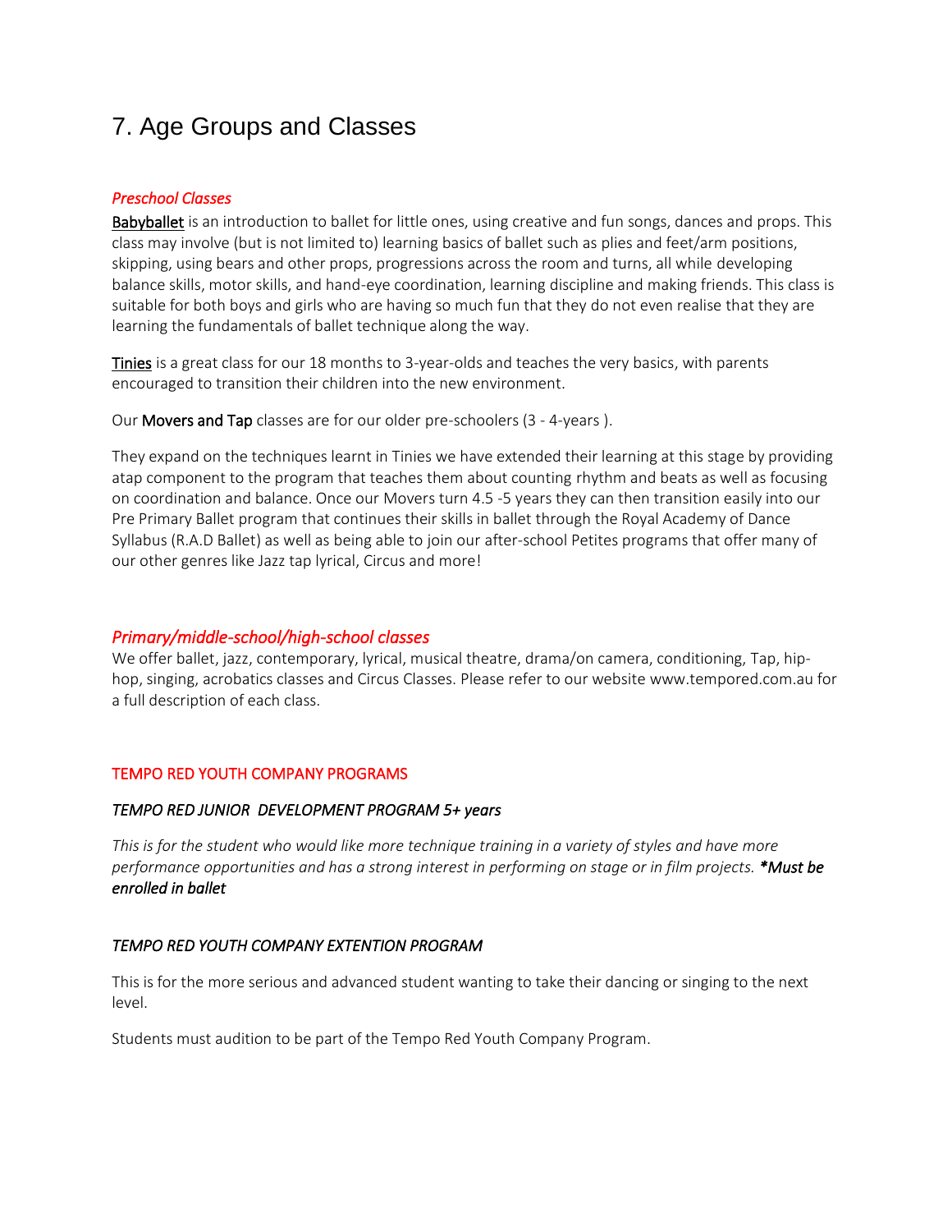# 7. Age Groups and Classes

### *Preschool Classes*

**Babyballet** is an introduction to ballet for little ones, using creative and fun songs, dances and props. This class may involve (but is not limited to) learning basics of ballet such as plies and feet/arm positions, skipping, using bears and other props, progressions across the room and turns, all while developing balance skills, motor skills, and hand-eye coordination, learning discipline and making friends. This class is suitable for both boys and girls who are having so much fun that they do not even realise that they are learning the fundamentals of ballet technique along the way.

**Tinies** is a great class for our 18 months to 3-year-olds and teaches the very basics, with parents encouraged to transition their children into the new environment.

Our **Movers and Tap** classes are for our older pre-schoolers (3 - 4-years ).

They expand on the techniques learnt in Tinies we have extended their learning at this stage by providing atap component to the program that teaches them about counting rhythm and beats as well as focusing on coordination and balance. Once our Movers turn 4.5 -5 years they can then transition easily into our Pre Primary Ballet program that continues their skills in ballet through the Royal Academy of Dance Syllabus (R.A.D Ballet) as well as being able to join our after-school Petites programs that offer many of our other genres like Jazz tap lyrical, Circus and more!

### *Primary/middle-school/high-school classes*

We offer ballet, jazz, contemporary, lyrical, musical theatre, drama/on camera, conditioning, Tap, hip-hop, singing, acrobatics classes and Circus Classes. Please refer to our website www.tempored.com.au for a full description of each class.

### TEMPO RED YOUTH COMPANY PROGRAMS

#### *TEMPO RED JUNIOR DEVELOPMENT PROGRAM 5+ years*

*This is for the student who would like more technique training in a variety of styles and have more performance opportunities and has a strong interest in performing on stage or in film projects.* ***\*Must be enrolled in ballet***

#### *TEMPO RED YOUTH COMPANY EXTENTION PROGRAM*

This is for the more serious and advanced student wanting to take their dancing or singing to the next level.

Students must audition to be part of the Tempo Red Youth Company Program.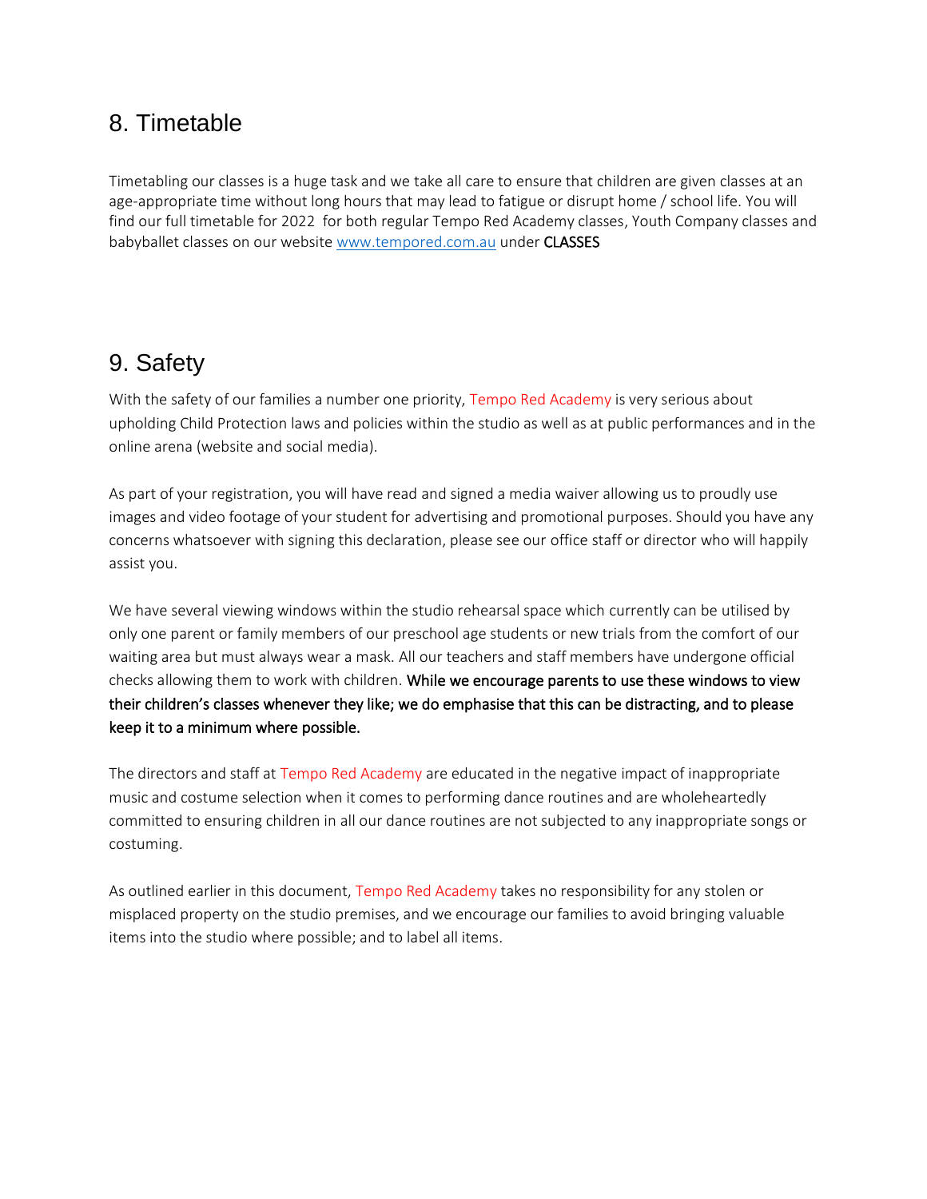## 8. Timetable

Timetabling our classes is a huge task and we take all care to ensure that children are given classes at an age-appropriate time without long hours that may lead to fatigue or disrupt home / school life. You will find our full timetable for 2022 for both regular Tempo Red Academy classes, Youth Company classes and babyballet classes on our website [www.tempored.com.au](http://www.tempored.com.au) under **CLASSES**

## 9. Safety

With the safety of our families a number one priority, Tempo Red Academy is very serious about upholding Child Protection laws and policies within the studio as well as at public performances and in the online arena (website and social media).

As part of your registration, you will have read and signed a media waiver allowing us to proudly use images and video footage of your student for advertising and promotional purposes. Should you have any concerns whatsoever with signing this declaration, please see our office staff or director who will happily assist you.

We have several viewing windows within the studio rehearsal space which currently can be utilised by only one parent or family members of our preschool age students or new trials from the comfort of our waiting area but must always wear a mask. All our teachers and staff members have undergone official checks allowing them to work with children. **While we encourage parents to use these windows to view their children's classes whenever they like; we do emphasise that this can be distracting, and to please keep it to a minimum where possible.**

The directors and staff at Tempo Red Academy are educated in the negative impact of inappropriate music and costume selection when it comes to performing dance routines and are wholeheartedly committed to ensuring children in all our dance routines are not subjected to any inappropriate songs or costuming.

As outlined earlier in this document, Tempo Red Academy takes no responsibility for any stolen or misplaced property on the studio premises, and we encourage our families to avoid bringing valuable items into the studio where possible; and to label all items.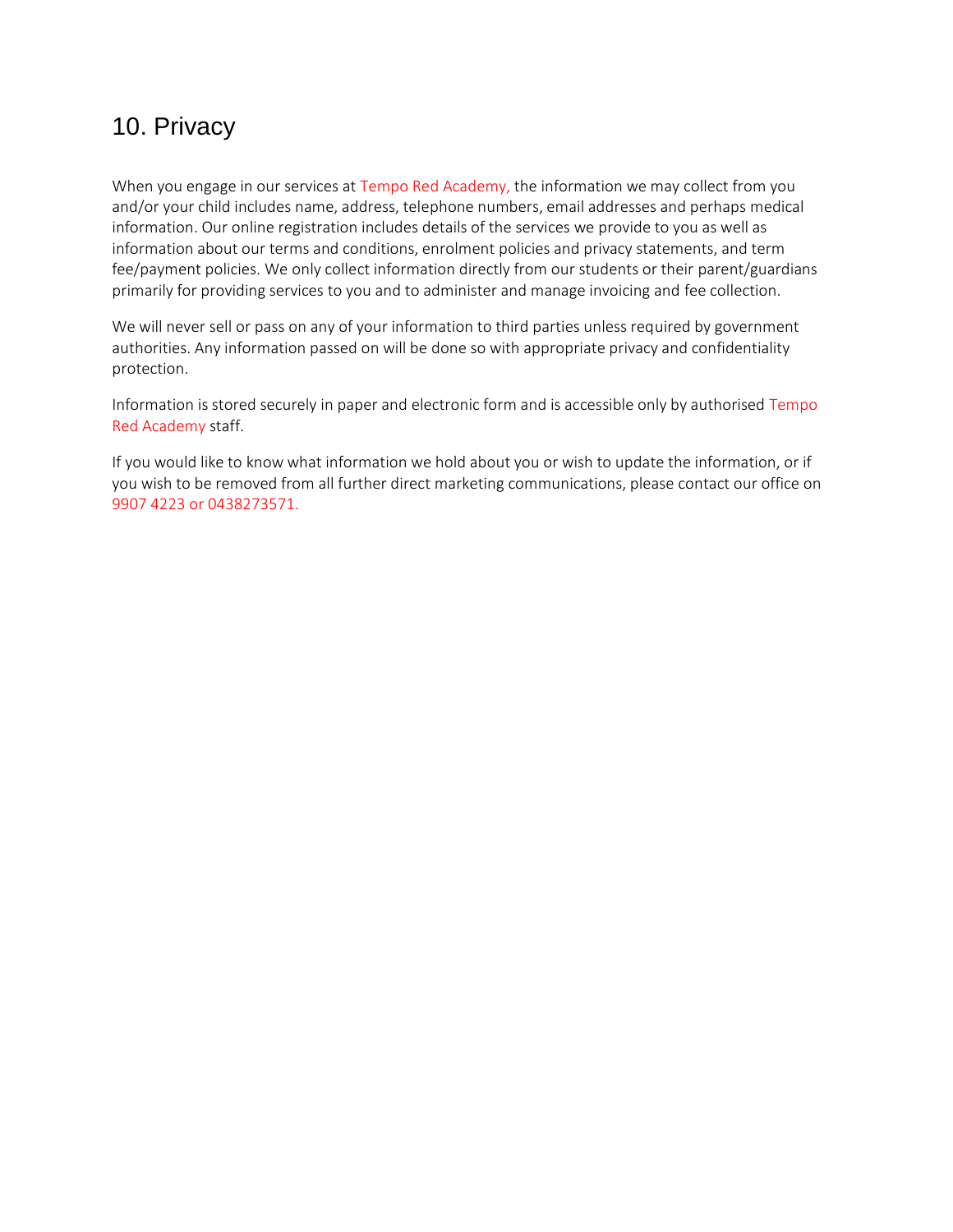## 10. Privacy

When you engage in our services at Tempo Red Academy, the information we may collect from you and/or your child includes name, address, telephone numbers, email addresses and perhaps medical information. Our online registration includes details of the services we provide to you as well as information about our terms and conditions, enrolment policies and privacy statements, and term fee/payment policies. We only collect information directly from our students or their parent/guardians primarily for providing services to you and to administer and manage invoicing and fee collection.

We will never sell or pass on any of your information to third parties unless required by government authorities. Any information passed on will be done so with appropriate privacy and confidentiality protection.

Information is stored securely in paper and electronic form and is accessible only by authorised Tempo Red Academy staff.

If you would like to know what information we hold about you or wish to update the information, or if you wish to be removed from all further direct marketing communications, please contact our office on 9907 4223 or 0438273571.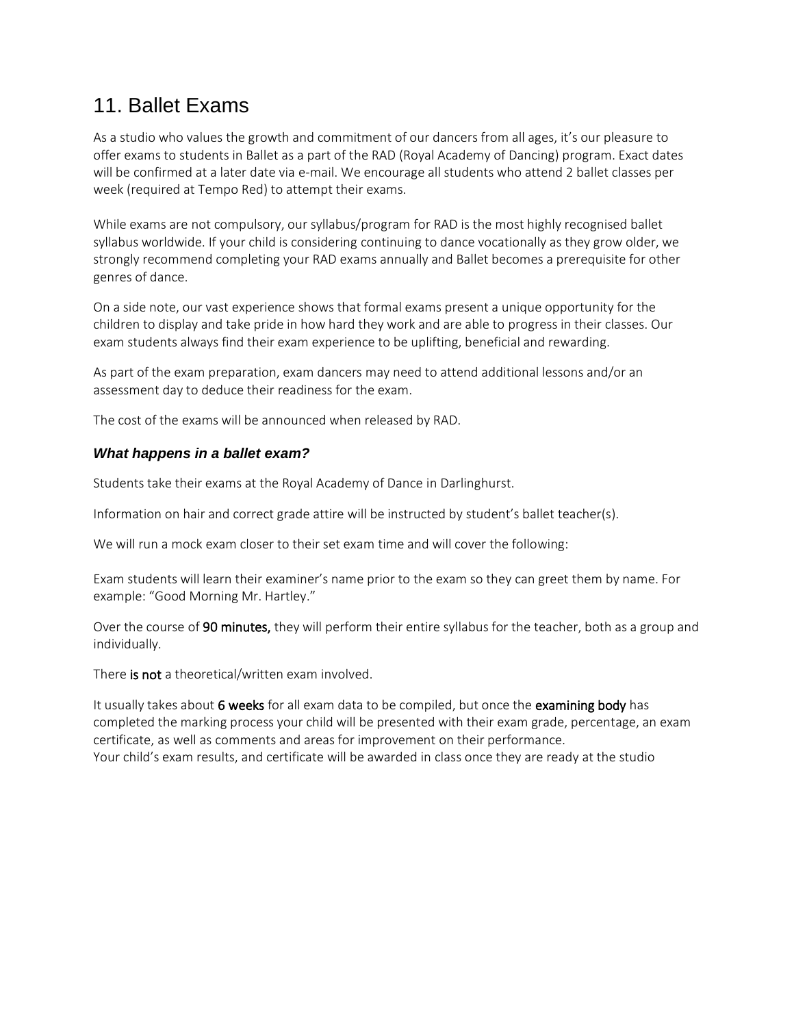# 11. Ballet Exams

As a studio who values the growth and commitment of our dancers from all ages, it's our pleasure to offer exams to students in Ballet as a part of the RAD (Royal Academy of Dancing) program. Exact dates will be confirmed at a later date via e-mail. We encourage all students who attend 2 ballet classes per week (required at Tempo Red) to attempt their exams.

While exams are not compulsory, our syllabus/program for RAD is the most highly recognised ballet syllabus worldwide. If your child is considering continuing to dance vocationally as they grow older, we strongly recommend completing your RAD exams annually and Ballet becomes a prerequisite for other genres of dance.

On a side note, our vast experience shows that formal exams present a unique opportunity for the children to display and take pride in how hard they work and are able to progress in their classes. Our exam students always find their exam experience to be uplifting, beneficial and rewarding.

As part of the exam preparation, exam dancers may need to attend additional lessons and/or an assessment day to deduce their readiness for the exam.

The cost of the exams will be announced when released by RAD.

### *What happens in a ballet exam?*

Students take their exams at the Royal Academy of Dance in Darlinghurst.

Information on hair and correct grade attire will be instructed by student's ballet teacher(s).

We will run a mock exam closer to their set exam time and will cover the following:

Exam students will learn their examiner's name prior to the exam so they can greet them by name. For example: "Good Morning Mr. Hartley."

Over the course of **90 minutes,** they will perform their entire syllabus for the teacher, both as a group and individually.

There **is not** a theoretical/written exam involved.

It usually takes about **6 weeks** for all exam data to be compiled, but once the **examining body** has completed the marking process your child will be presented with their exam grade, percentage, an exam certificate, as well as comments and areas for improvement on their performance.
Your child's exam results, and certificate will be awarded in class once they are ready at the studio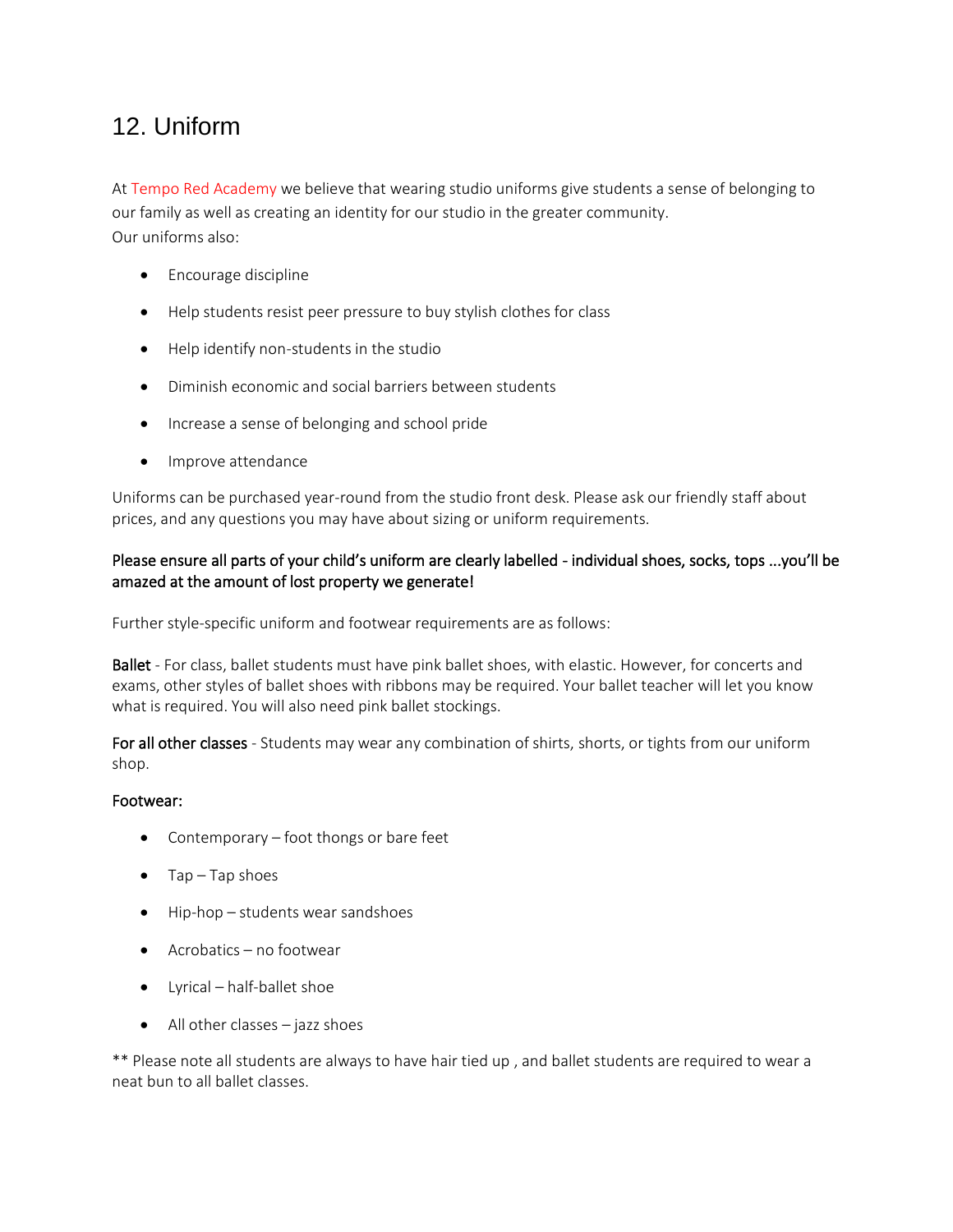# 12. Uniform

At Tempo Red Academy we believe that wearing studio uniforms give students a sense of belonging to our family as well as creating an identity for our studio in the greater community.
Our uniforms also:

- Encourage discipline
- Help students resist peer pressure to buy stylish clothes for class
- Help identify non-students in the studio
- Diminish economic and social barriers between students
- Increase a sense of belonging and school pride
- Improve attendance

Uniforms can be purchased year-round from the studio front desk. Please ask our friendly staff about prices, and any questions you may have about sizing or uniform requirements.

**Please ensure all parts of your child's uniform are clearly labelled - individual shoes, socks, tops ...you'll be amazed at the amount of lost property we generate!**

Further style-specific uniform and footwear requirements are as follows:

**Ballet** - For class, ballet students must have pink ballet shoes, with elastic. However, for concerts and exams, other styles of ballet shoes with ribbons may be required. Your ballet teacher will let you know what is required. You will also need pink ballet stockings.

**For all other classes** - Students may wear any combination of shirts, shorts, or tights from our uniform shop.

**Footwear:**

- Contemporary – foot thongs or bare feet
- Tap – Tap shoes
- Hip-hop – students wear sandshoes
- Acrobatics – no footwear
- Lyrical – half-ballet shoe
- All other classes – jazz shoes

** Please note all students are always to have hair tied up , and ballet students are required to wear a neat bun to all ballet classes.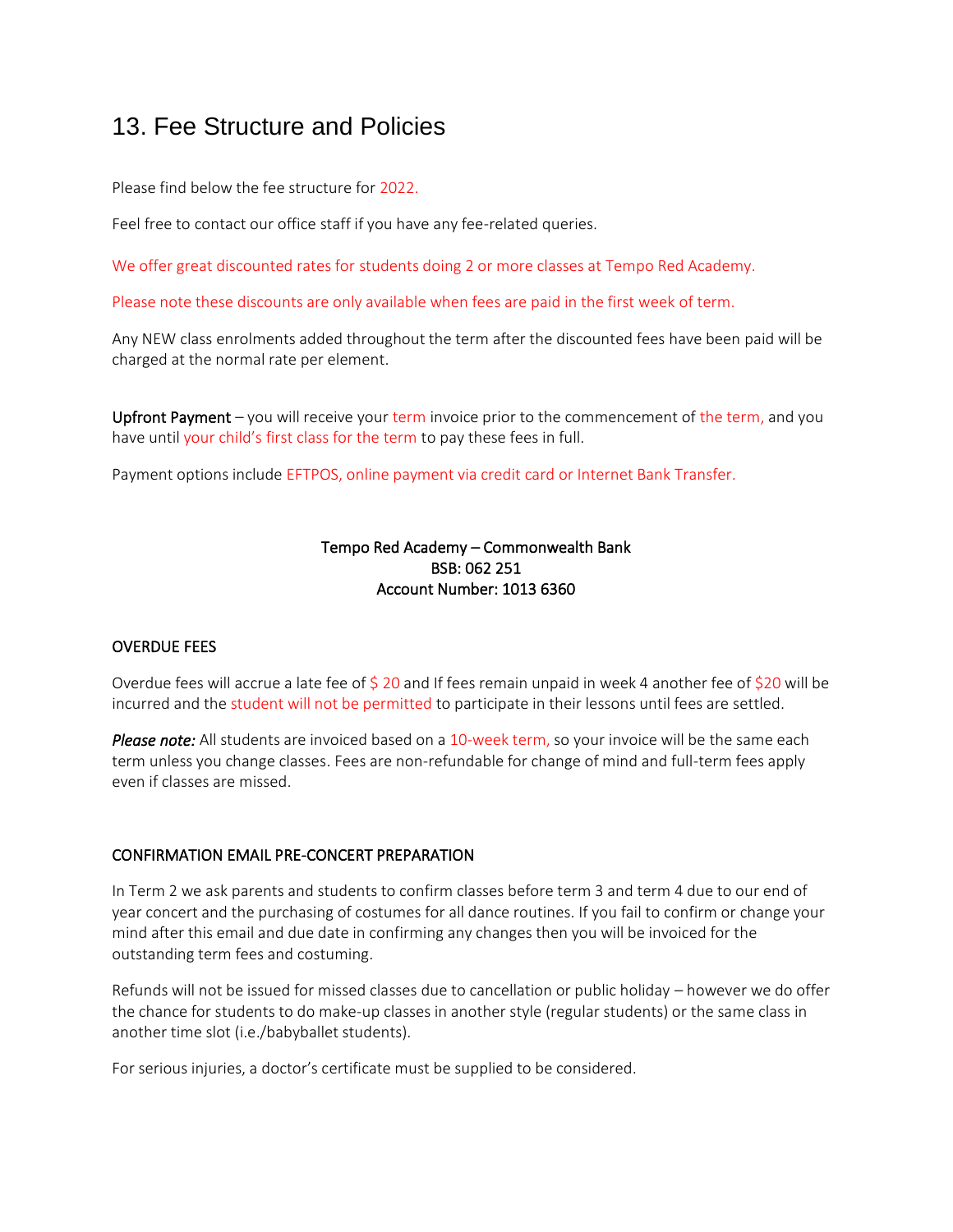# 13. Fee Structure and Policies

Please find below the fee structure for 2022.

Feel free to contact our office staff if you have any fee-related queries.

We offer great discounted rates for students doing 2 or more classes at Tempo Red Academy.

Please note these discounts are only available when fees are paid in the first week of term.

Any NEW class enrolments added throughout the term after the discounted fees have been paid will be charged at the normal rate per element.

**Upfront Payment** – you will receive your term invoice prior to the commencement of the term, and you have until your child's first class for the term to pay these fees in full.

Payment options include EFTPOS, online payment via credit card or Internet Bank Transfer.

Tempo Red Academy – Commonwealth Bank
BSB: 062 251
Account Number: 1013 6360

OVERDUE FEES

Overdue fees will accrue a late fee of $ 20 and If fees remain unpaid in week 4 another fee of $20 will be incurred and the student will not be permitted to participate in their lessons until fees are settled.

***Please note:*** All students are invoiced based on a 10-week term, so your invoice will be the same each term unless you change classes. Fees are non-refundable for change of mind and full-term fees apply even if classes are missed.

CONFIRMATION EMAIL PRE-CONCERT PREPARATION

In Term 2 we ask parents and students to confirm classes before term 3 and term 4 due to our end of year concert and the purchasing of costumes for all dance routines. If you fail to confirm or change your mind after this email and due date in confirming any changes then you will be invoiced for the outstanding term fees and costuming.

Refunds will not be issued for missed classes due to cancellation or public holiday – however we do offer the chance for students to do make-up classes in another style (regular students) or the same class in another time slot (i.e./babyballet students).

For serious injuries, a doctor's certificate must be supplied to be considered.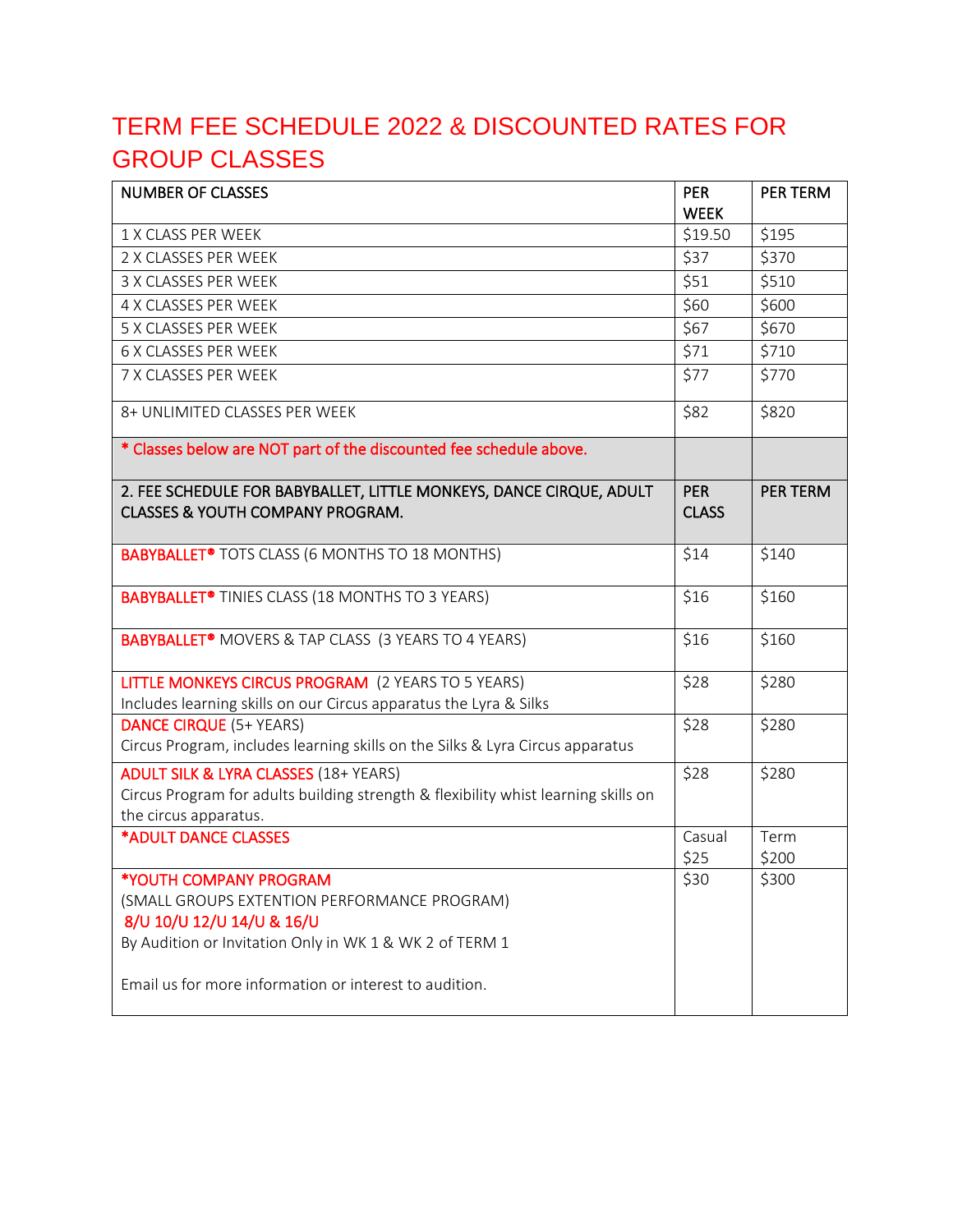# TERM FEE SCHEDULE 2022 & DISCOUNTED RATES FOR GROUP CLASSES

| NUMBER OF CLASSES | PER WEEK | PER TERM |
|---|---|---|
| 1 X CLASS PER WEEK | $19.50 | $195 |
| 2 X CLASSES PER WEEK | $37 | $370 |
| 3 X CLASSES PER WEEK | $51 | $510 |
| 4 X CLASSES PER WEEK | $60 | $600 |
| 5 X CLASSES PER WEEK | $67 | $670 |
| 6 X CLASSES PER WEEK | $71 | $710 |
| 7 X CLASSES PER WEEK | $77 | $770 |
| 8+ UNLIMITED CLASSES PER WEEK | $82 | $820 |
| * Classes below are NOT part of the discounted fee schedule above. | | |
| **2. FEE SCHEDULE FOR BABYBALLET, LITTLE MONKEYS, DANCE CIRQUE, ADULT CLASSES & YOUTH COMPANY PROGRAM.** | **PER CLASS** | **PER TERM** |
| BABYBALLET® TOTS CLASS (6 MONTHS TO 18 MONTHS) | $14 | $140 |
| BABYBALLET® TINIES CLASS (18 MONTHS TO 3 YEARS) | $16 | $160 |
| BABYBALLET® MOVERS & TAP CLASS (3 YEARS TO 4 YEARS) | $16 | $160 |
| LITTLE MONKEYS CIRCUS PROGRAM (2 YEARS TO 5 YEARS)<br>Includes learning skills on our Circus apparatus the Lyra & Silks | $28 | $280 |
| DANCE CIRQUE (5+ YEARS)<br>Circus Program, includes learning skills on the Silks & Lyra Circus apparatus | $28 | $280 |
| ADULT SILK & LYRA CLASSES (18+ YEARS)<br>Circus Program for adults building strength & flexibility whist learning skills on the circus apparatus. | $28 | $280 |
| *ADULT DANCE CLASSES | Casual $25 | Term $200 |
| *YOUTH COMPANY PROGRAM<br>(SMALL GROUPS EXTENTION PERFORMANCE PROGRAM)<br>8/U 10/U 12/U 14/U & 16/U<br>By Audition or Invitation Only in WK 1 & WK 2 of TERM 1<br><br>Email us for more information or interest to audition. | $30 | $300 |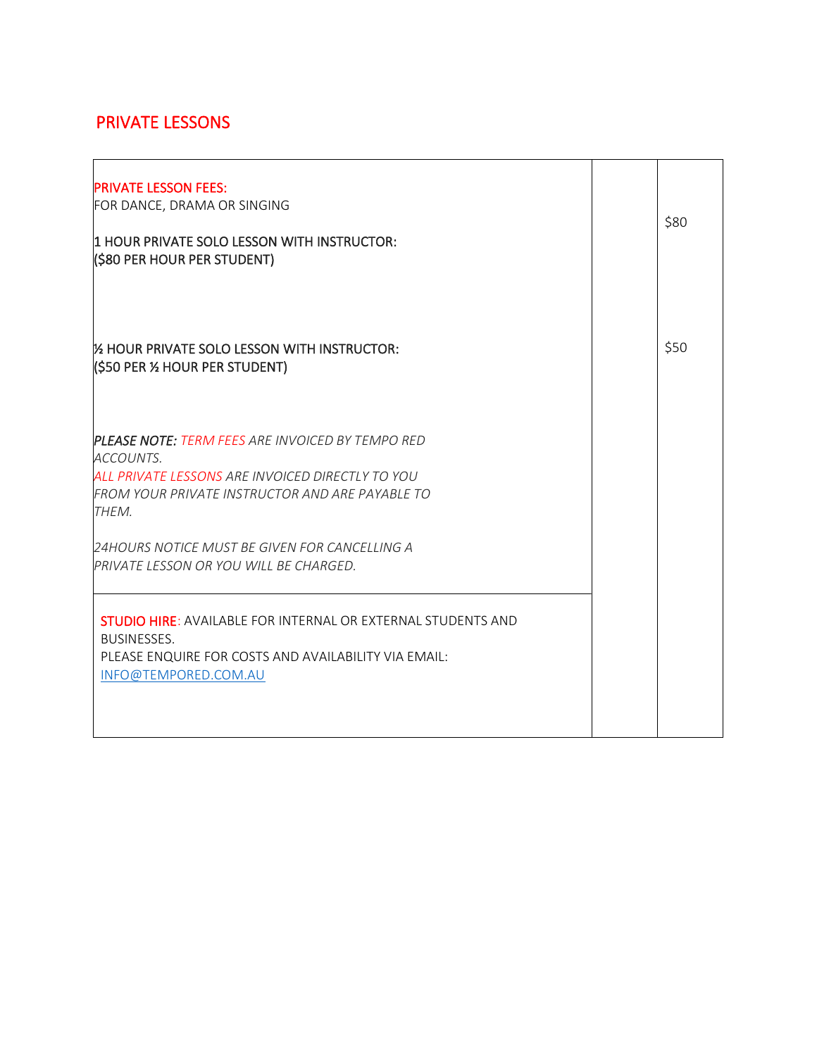## PRIVATE LESSONS

| | | |
|---|---|---|
| **PRIVATE LESSON FEES:**<br>FOR DANCE, DRAMA OR SINGING<br><br>1 HOUR PRIVATE SOLO LESSON WITH INSTRUCTOR:<br>($80 PER HOUR PER STUDENT) | | $80 |
| ½ HOUR PRIVATE SOLO LESSON WITH INSTRUCTOR:<br>($50 PER ½ HOUR PER STUDENT) | | $50 |
| ***PLEASE NOTE:*** *TERM FEES ARE INVOICED BY TEMPO RED ACCOUNTS.*<br>*ALL PRIVATE LESSONS ARE INVOICED DIRECTLY TO YOU FROM YOUR PRIVATE INSTRUCTOR AND ARE PAYABLE TO THEM.*<br><br>*24HOURS NOTICE MUST BE GIVEN FOR CANCELLING A PRIVATE LESSON OR YOU WILL BE CHARGED.* | | |
| **STUDIO HIRE**: AVAILABLE FOR INTERNAL OR EXTERNAL STUDENTS AND BUSINESSES.<br>PLEASE ENQUIRE FOR COSTS AND AVAILABILITY VIA EMAIL:<br>INFO@TEMPORED.COM.AU | | |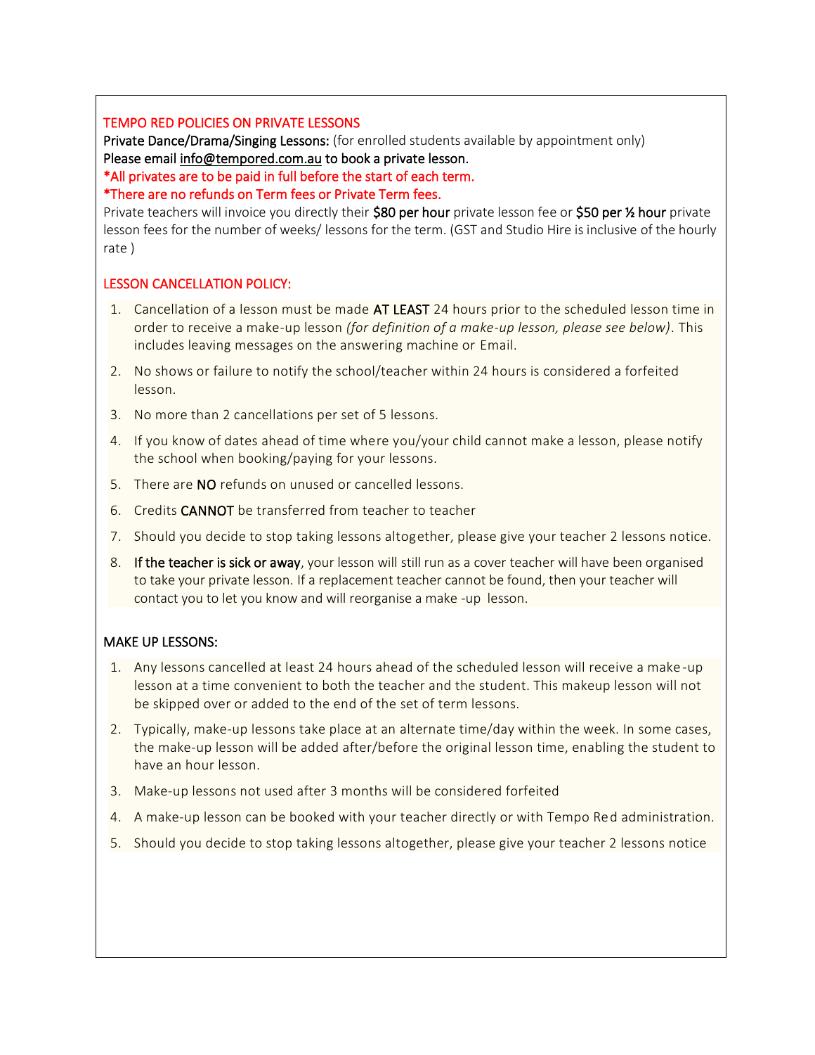## TEMPO RED POLICIES ON PRIVATE LESSONS

**Private Dance/Drama/Singing Lessons:** (for enrolled students available by appointment only)
Please email info@tempored.com.au to book a private lesson.
*All privates are to be paid in full before the start of each term.
*There are no refunds on Term fees or Private Term fees.
Private teachers will invoice you directly their **$80 per hour** private lesson fee or **$50 per ½ hour** private lesson fees for the number of weeks/ lessons for the term. (GST and Studio Hire is inclusive of the hourly rate )

## LESSON CANCELLATION POLICY:

1. Cancellation of a lesson must be made **AT LEAST** 24 hours prior to the scheduled lesson time in order to receive a make-up lesson *(for definition of a make-up lesson, please see below)*. This includes leaving messages on the answering machine or Email.
2. No shows or failure to notify the school/teacher within 24 hours is considered a forfeited lesson.
3. No more than 2 cancellations per set of 5 lessons.
4. If you know of dates ahead of time where you/your child cannot make a lesson, please notify the school when booking/paying for your lessons.
5. There are **NO** refunds on unused or cancelled lessons.
6. Credits **CANNOT** be transferred from teacher to teacher
7. Should you decide to stop taking lessons altogether, please give your teacher 2 lessons notice.
8. **If the teacher is sick or away**, your lesson will still run as a cover teacher will have been organised to take your private lesson. If a replacement teacher cannot be found, then your teacher will contact you to let you know and will reorganise a make -up lesson.

## MAKE UP LESSONS:

1. Any lessons cancelled at least 24 hours ahead of the scheduled lesson will receive a make-up lesson at a time convenient to both the teacher and the student. This makeup lesson will not be skipped over or added to the end of the set of term lessons.
2. Typically, make-up lessons take place at an alternate time/day within the week. In some cases, the make-up lesson will be added after/before the original lesson time, enabling the student to have an hour lesson.
3. Make-up lessons not used after 3 months will be considered forfeited
4. A make-up lesson can be booked with your teacher directly or with Tempo Red administration.
5. Should you decide to stop taking lessons altogether, please give your teacher 2 lessons notice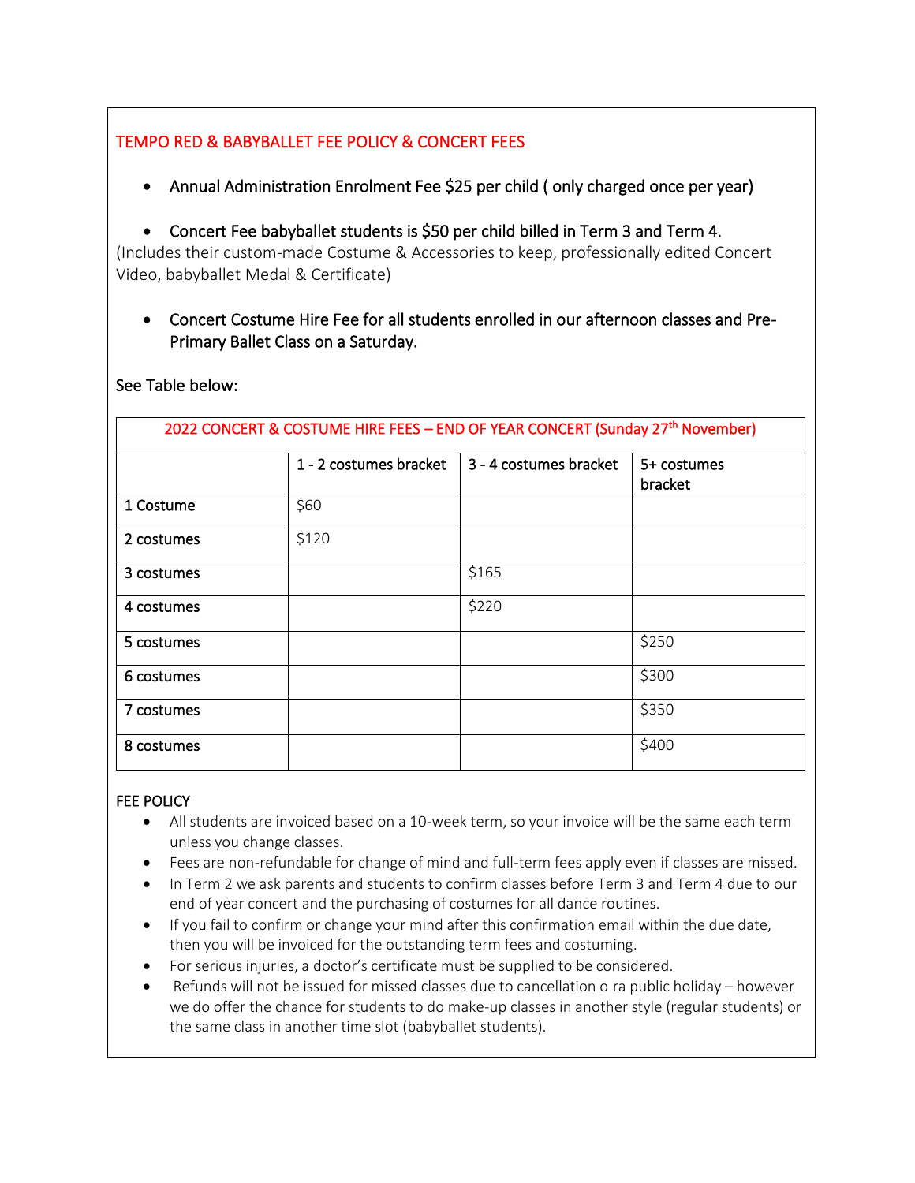## TEMPO RED & BABYBALLET FEE POLICY & CONCERT FEES

- Annual Administration Enrolment Fee $25 per child ( only charged once per year)

- Concert Fee babyballet students is $50 per child billed in Term 3 and Term 4.

(Includes their custom-made Costume & Accessories to keep, professionally edited Concert Video, babyballet Medal & Certificate)

- Concert Costume Hire Fee for all students enrolled in our afternoon classes and Pre-Primary Ballet Class on a Saturday.

See Table below:

| 2022 CONCERT & COSTUME HIRE FEES – END OF YEAR CONCERT (Sunday 27th November) | | | |
|---|---|---|---|
| | 1 - 2 costumes bracket | 3 - 4 costumes bracket | 5+ costumes bracket |
| 1 Costume | $60 | | |
| 2 costumes | $120 | | |
| 3 costumes | | $165 | |
| 4 costumes | | $220 | |
| 5 costumes | | | $250 |
| 6 costumes | | | $300 |
| 7 costumes | | | $350 |
| 8 costumes | | | $400 |

### FEE POLICY

- All students are invoiced based on a 10-week term, so your invoice will be the same each term unless you change classes.
- Fees are non-refundable for change of mind and full-term fees apply even if classes are missed.
- In Term 2 we ask parents and students to confirm classes before Term 3 and Term 4 due to our end of year concert and the purchasing of costumes for all dance routines.
- If you fail to confirm or change your mind after this confirmation email within the due date, then you will be invoiced for the outstanding term fees and costuming.
- For serious injuries, a doctor's certificate must be supplied to be considered.
- Refunds will not be issued for missed classes due to cancellation o ra public holiday – however we do offer the chance for students to do make-up classes in another style (regular students) or the same class in another time slot (babyballet students).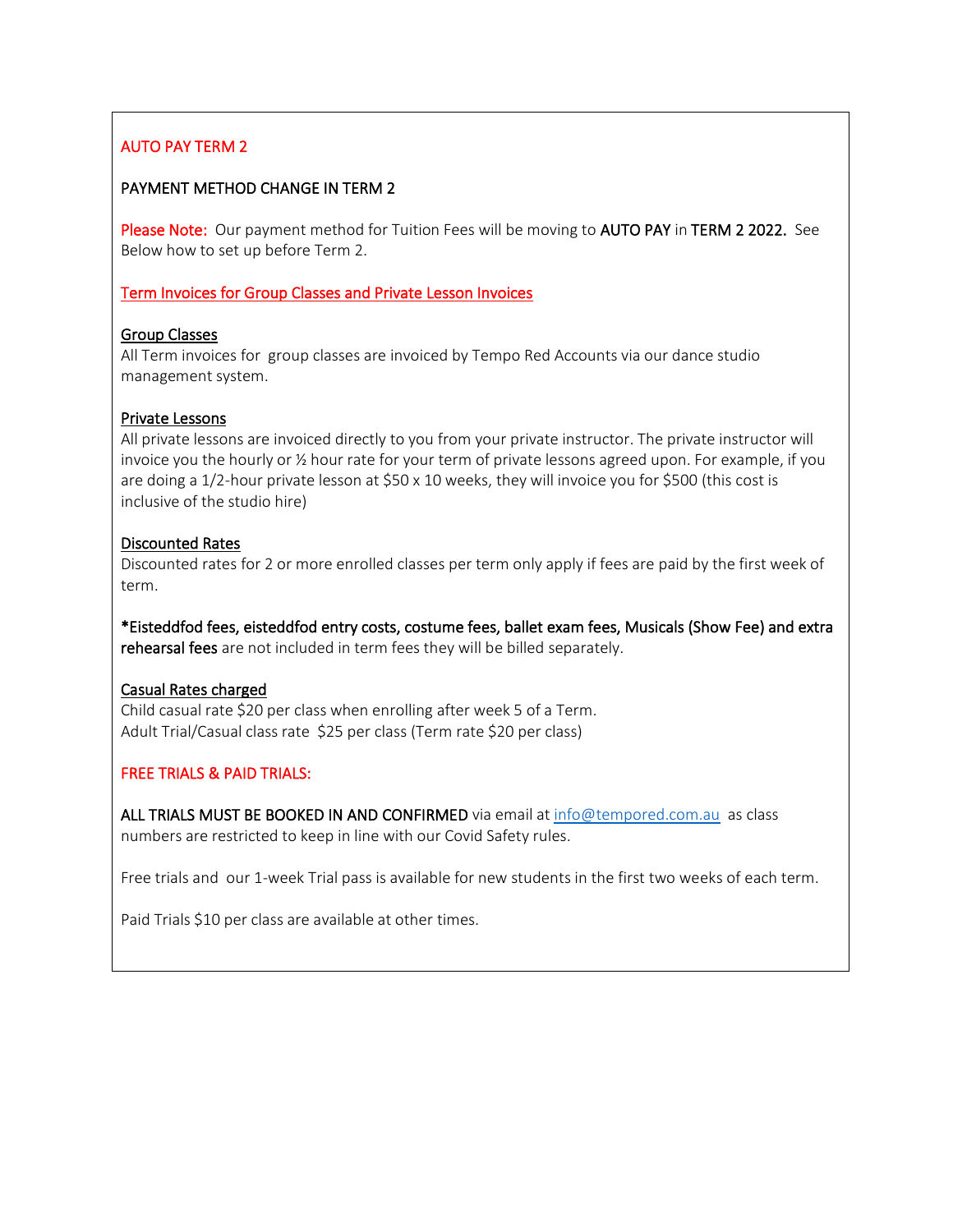## AUTO PAY TERM 2

**PAYMENT METHOD CHANGE IN TERM 2**

**Please Note:** Our payment method for Tuition Fees will be moving to **AUTO PAY** in **TERM 2 2022.** See Below how to set up before Term 2.

### Term Invoices for Group Classes and Private Lesson Invoices

**Group Classes**
All Term invoices for group classes are invoiced by Tempo Red Accounts via our dance studio management system.

**Private Lessons**
All private lessons are invoiced directly to you from your private instructor. The private instructor will invoice you the hourly or ½ hour rate for your term of private lessons agreed upon. For example, if you are doing a 1/2-hour private lesson at $50 x 10 weeks, they will invoice you for $500 (this cost is inclusive of the studio hire)

**Discounted Rates**
Discounted rates for 2 or more enrolled classes per term only apply if fees are paid by the first week of term.

***Eisteddfod fees, eisteddfod entry costs, costume fees, ballet exam fees, Musicals (Show Fee) and extra rehearsal fees** are not included in term fees they will be billed separately.

**Casual Rates charged**
Child casual rate $20 per class when enrolling after week 5 of a Term.
Adult Trial/Casual class rate $25 per class (Term rate $20 per class)

### FREE TRIALS & PAID TRIALS:

**ALL TRIALS MUST BE BOOKED IN AND CONFIRMED** via email at info@tempored.com.au as class numbers are restricted to keep in line with our Covid Safety rules.

Free trials and our 1-week Trial pass is available for new students in the first two weeks of each term.

Paid Trials $10 per class are available at other times.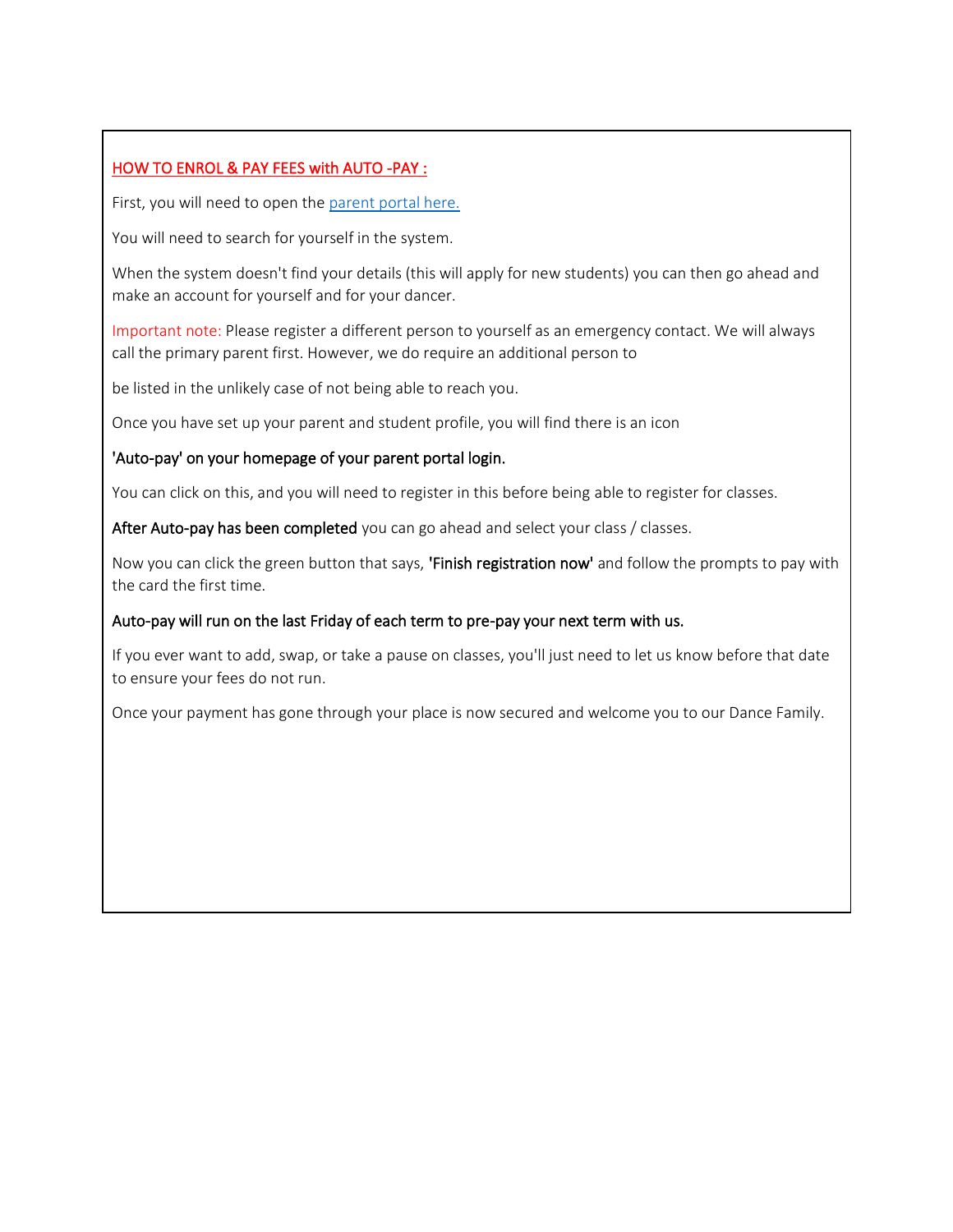## HOW TO ENROL & PAY FEES with AUTO -PAY :

First, you will need to open the [parent portal here.]()

You will need to search for yourself in the system.

When the system doesn't find your details (this will apply for new students) you can then go ahead and make an account for yourself and for your dancer.

Important note: Please register a different person to yourself as an emergency contact. We will always call the primary parent first. However, we do require an additional person to

be listed in the unlikely case of not being able to reach you.

Once you have set up your parent and student profile, you will find there is an icon

'Auto-pay' on your homepage of your parent portal login.

You can click on this, and you will need to register in this before being able to register for classes.

**After Auto-pay has been completed** you can go ahead and select your class / classes.

Now you can click the green button that says, **'Finish registration now'** and follow the prompts to pay with the card the first time.

**Auto-pay will run on the last Friday of each term to pre-pay your next term with us.**

If you ever want to add, swap, or take a pause on classes, you'll just need to let us know before that date to ensure your fees do not run.

Once your payment has gone through your place is now secured and welcome you to our Dance Family.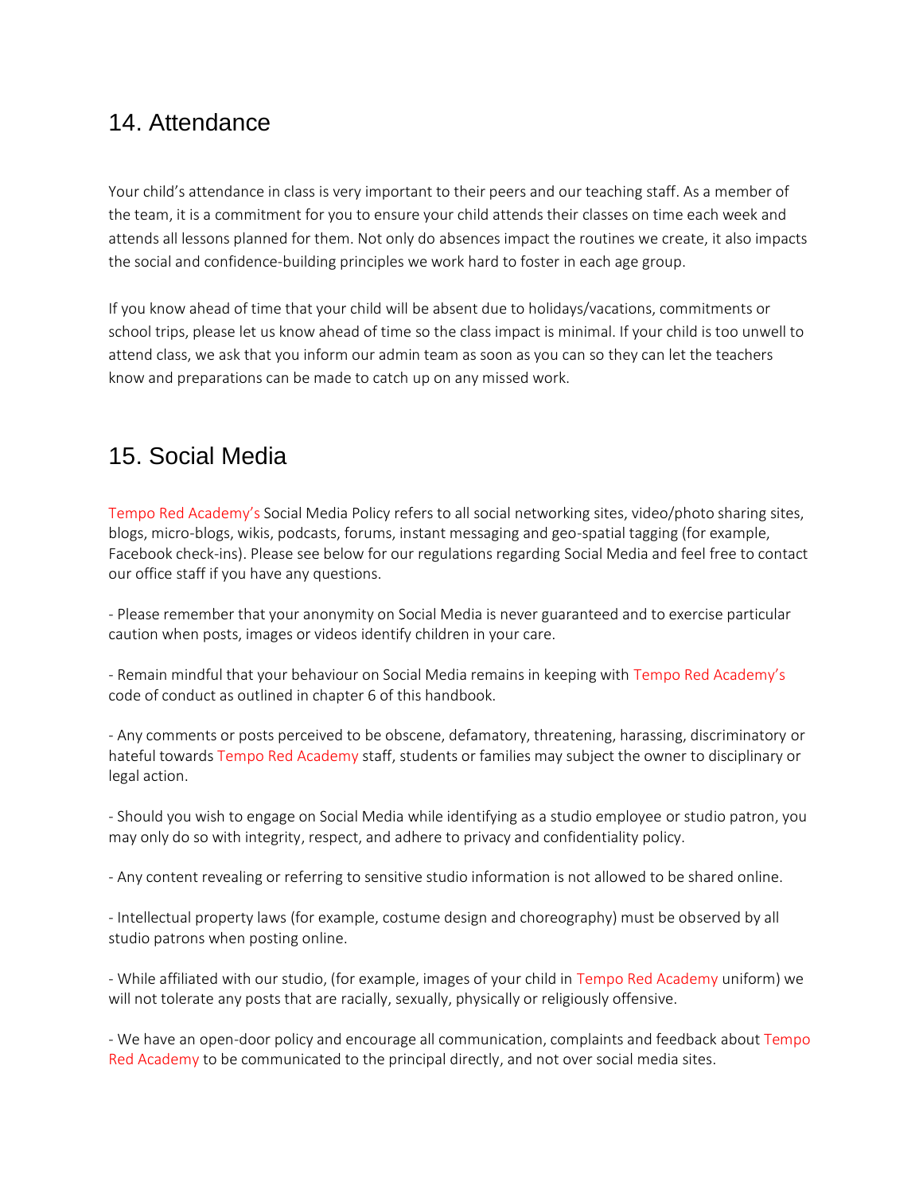## 14. Attendance

Your child's attendance in class is very important to their peers and our teaching staff. As a member of the team, it is a commitment for you to ensure your child attends their classes on time each week and attends all lessons planned for them. Not only do absences impact the routines we create, it also impacts the social and confidence-building principles we work hard to foster in each age group.

If you know ahead of time that your child will be absent due to holidays/vacations, commitments or school trips, please let us know ahead of time so the class impact is minimal. If your child is too unwell to attend class, we ask that you inform our admin team as soon as you can so they can let the teachers know and preparations can be made to catch up on any missed work.

## 15. Social Media

Tempo Red Academy's Social Media Policy refers to all social networking sites, video/photo sharing sites, blogs, micro-blogs, wikis, podcasts, forums, instant messaging and geo-spatial tagging (for example, Facebook check-ins). Please see below for our regulations regarding Social Media and feel free to contact our office staff if you have any questions.

- Please remember that your anonymity on Social Media is never guaranteed and to exercise particular caution when posts, images or videos identify children in your care.

- Remain mindful that your behaviour on Social Media remains in keeping with Tempo Red Academy's code of conduct as outlined in chapter 6 of this handbook.

- Any comments or posts perceived to be obscene, defamatory, threatening, harassing, discriminatory or hateful towards Tempo Red Academy staff, students or families may subject the owner to disciplinary or legal action.

- Should you wish to engage on Social Media while identifying as a studio employee or studio patron, you may only do so with integrity, respect, and adhere to privacy and confidentiality policy.

- Any content revealing or referring to sensitive studio information is not allowed to be shared online.

- Intellectual property laws (for example, costume design and choreography) must be observed by all studio patrons when posting online.

- While affiliated with our studio, (for example, images of your child in Tempo Red Academy uniform) we will not tolerate any posts that are racially, sexually, physically or religiously offensive.

- We have an open-door policy and encourage all communication, complaints and feedback about Tempo Red Academy to be communicated to the principal directly, and not over social media sites.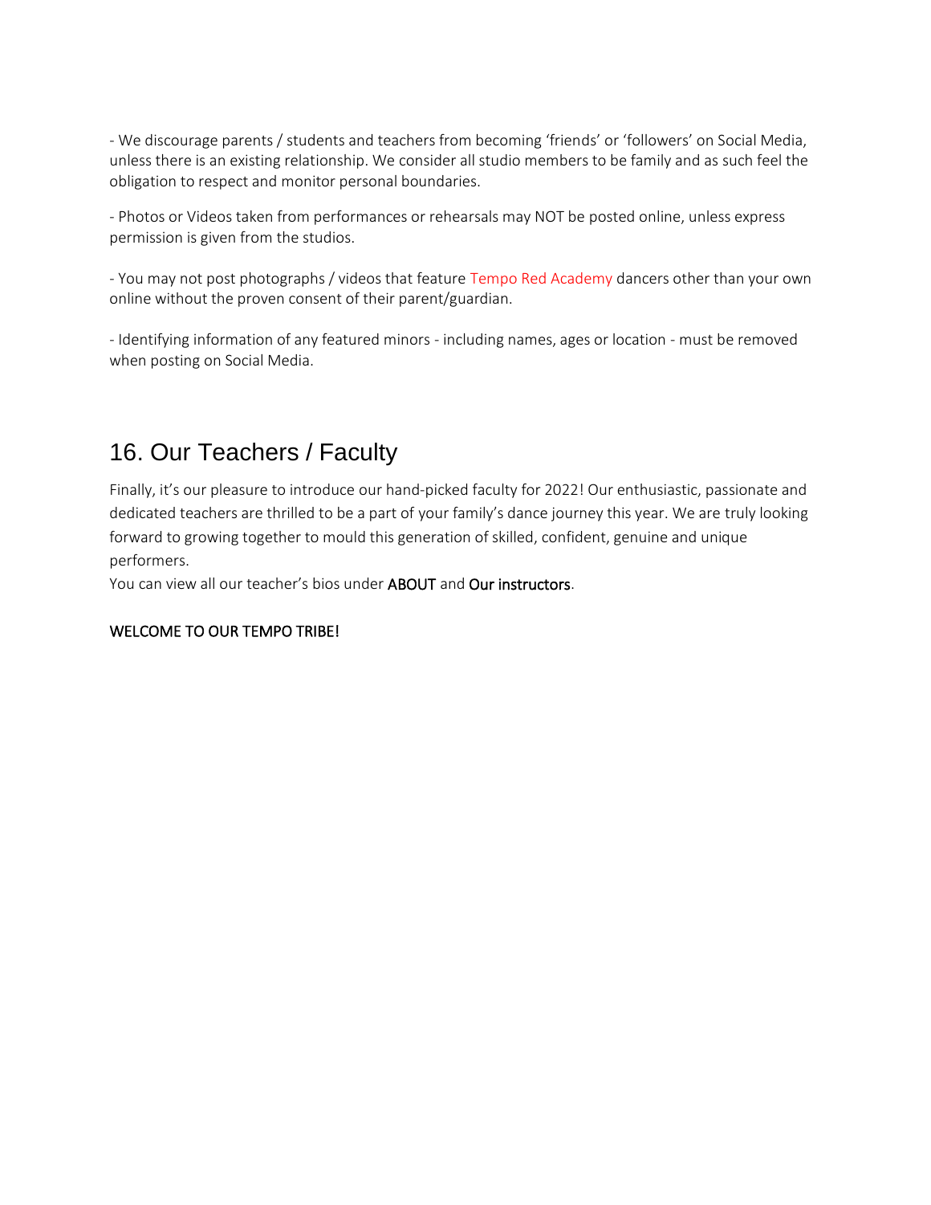- We discourage parents / students and teachers from becoming 'friends' or 'followers' on Social Media, unless there is an existing relationship. We consider all studio members to be family and as such feel the obligation to respect and monitor personal boundaries.

- Photos or Videos taken from performances or rehearsals may NOT be posted online, unless express permission is given from the studios.

- You may not post photographs / videos that feature Tempo Red Academy dancers other than your own online without the proven consent of their parent/guardian.

- Identifying information of any featured minors - including names, ages or location - must be removed when posting on Social Media.

## 16. Our Teachers / Faculty

Finally, it's our pleasure to introduce our hand-picked faculty for 2022! Our enthusiastic, passionate and dedicated teachers are thrilled to be a part of your family's dance journey this year. We are truly looking forward to growing together to mould this generation of skilled, confident, genuine and unique performers.
You can view all our teacher's bios under **ABOUT** and **Our instructors**.

WELCOME TO OUR TEMPO TRIBE!